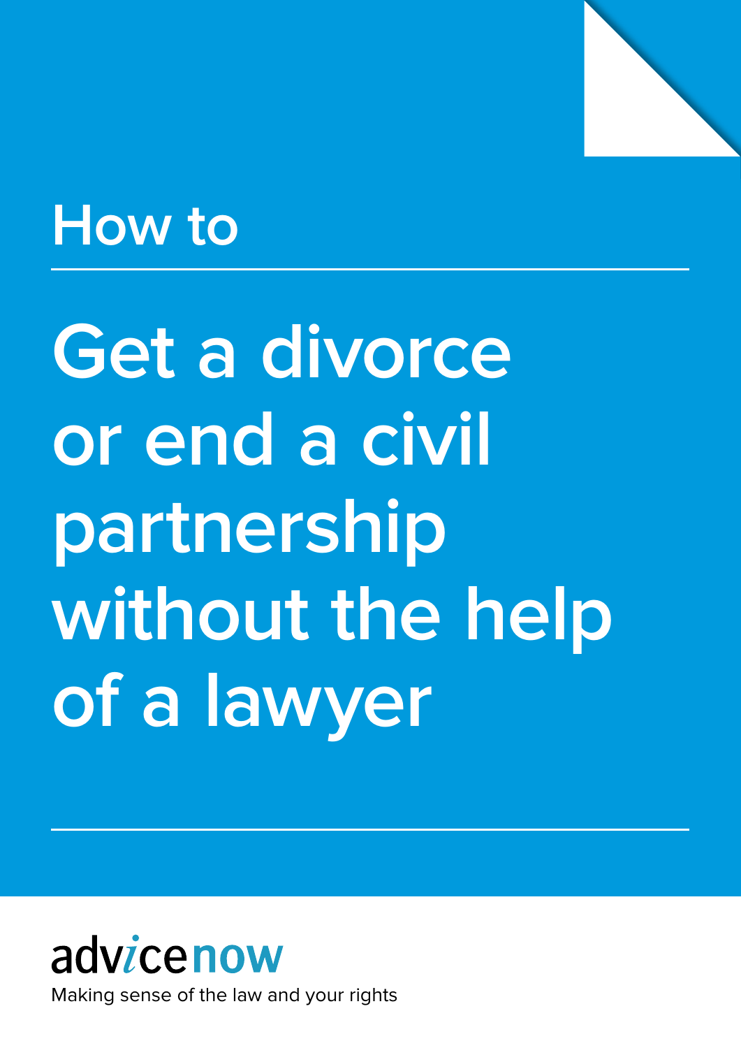How to

# Get a divorce or end a civil partnership without the help of a lawyer

advicenow

Making sense of the law and your rights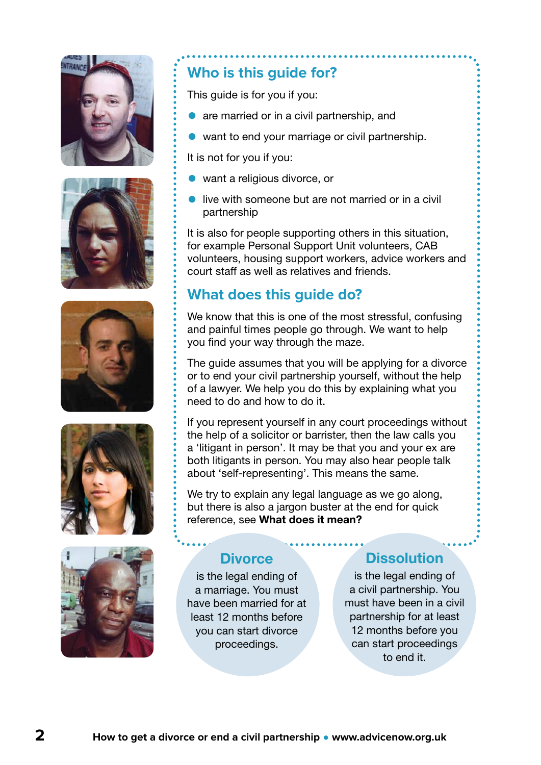## Who is this guide for?

This guide is for you if you:

- are married or in a civil partnership, and
- want to end your marriage or civil partnership.

It is not for you if you:

- want a religious divorce, or
- live with someone but are not married or in a civil partnership

It is also for people supporting others in this situation, for example Personal Support Unit volunteers, CAB volunteers, housing support workers, advice workers and court staff as well as relatives and friends.

## What does this guide do?

We know that this is one of the most stressful, confusing and painful times people go through. We want to help you find your way through the maze.

The guide assumes that you will be applying for a divorce or to end your civil partnership yourself, without the help of a lawyer. We help you do this by explaining what you need to do and how to do it.

If you represent yourself in any court proceedings without the help of a solicitor or barrister, then the law calls you a 'litigant in person'. It may be that you and your ex are both litigants in person. You may also hear people talk about 'self-representing'. This means the same.

We try to explain any legal language as we go along, but there is also a jargon buster at the end for quick reference, see **What does it mean?**

### Divorce

is the legal ending of a marriage. You must have been married for at least 12 months before you can start divorce proceedings.

### Dissolution

is the legal ending of a civil partnership. You must have been in a civil partnership for at least 12 months before you can start proceedings to end it.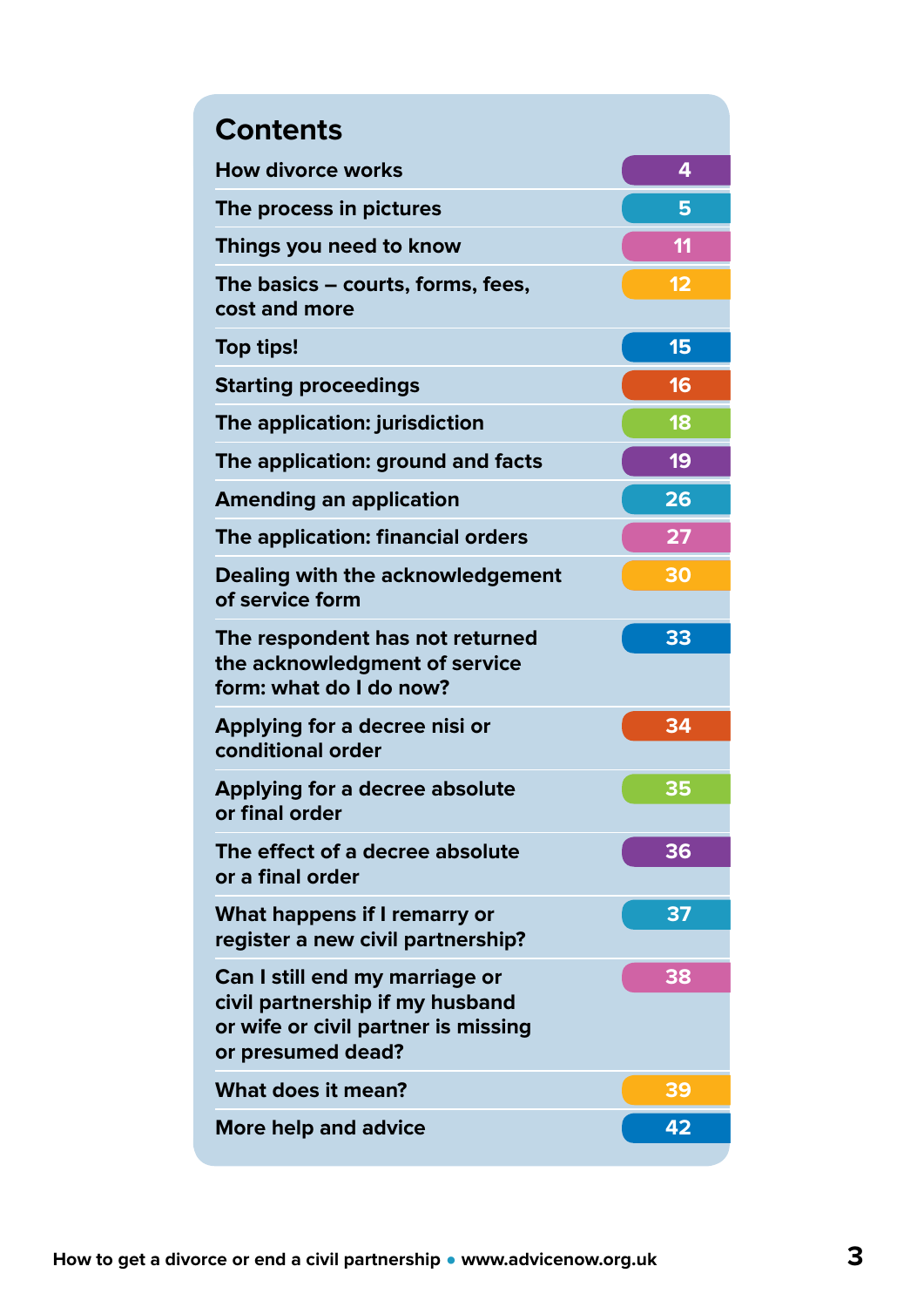# Contents

| | |
|---|---|
| How divorce works | 4 |
| The process in pictures | 5 |
| Things you need to know | 11 |
| The basics – courts, forms, fees, cost and more | 12 |
| Top tips! | 15 |
| Starting proceedings | 16 |
| The application: jurisdiction | 18 |
| The application: ground and facts | 19 |
| Amending an application | 26 |
| The application: financial orders | 27 |
| Dealing with the acknowledgement of service form | 30 |
| The respondent has not returned the acknowledgment of service form: what do I do now? | 33 |
| Applying for a decree nisi or conditional order | 34 |
| Applying for a decree absolute or final order | 35 |
| The effect of a decree absolute or a final order | 36 |
| What happens if I remarry or register a new civil partnership? | 37 |
| Can I still end my marriage or civil partnership if my husband or wife or civil partner is missing or presumed dead? | 38 |
| What does it mean? | 39 |
| More help and advice | 42 |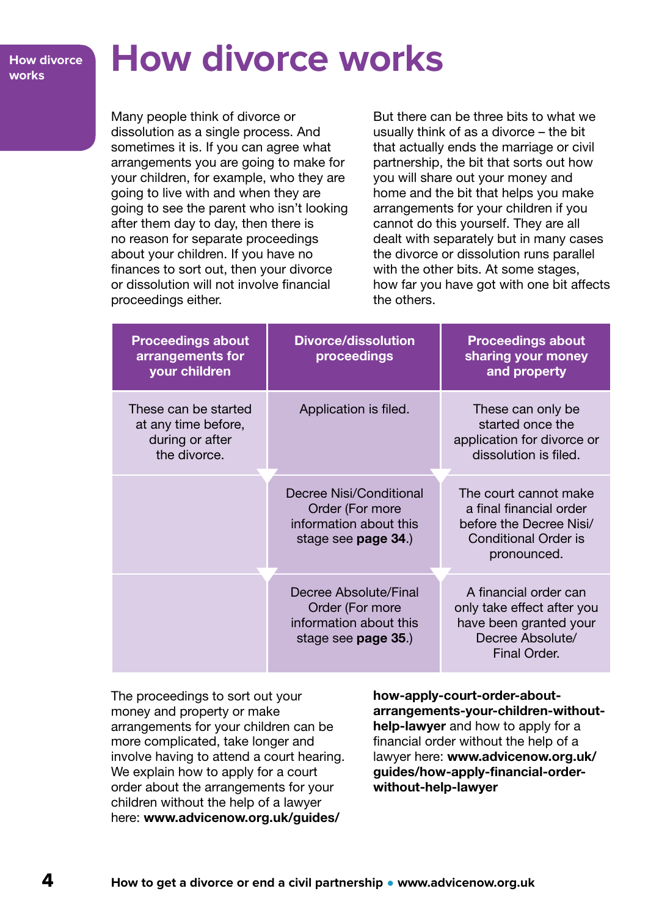# How divorce works

Many people think of divorce or dissolution as a single process. And sometimes it is. If you can agree what arrangements you are going to make for your children, for example, who they are going to live with and when they are going to see the parent who isn't looking after them day to day, then there is no reason for separate proceedings about your children. If you have no finances to sort out, then your divorce or dissolution will not involve financial proceedings either.

But there can be three bits to what we usually think of as a divorce – the bit that actually ends the marriage or civil partnership, the bit that sorts out how you will share out your money and home and the bit that helps you make arrangements for your children if you cannot do this yourself. They are all dealt with separately but in many cases the divorce or dissolution runs parallel with the other bits. At some stages, how far you have got with one bit affects the others.

| Proceedings about arrangements for your children | Divorce/dissolution proceedings | Proceedings about sharing your money and property |
|---|---|---|
| These can be started at any time before, during or after the divorce. | Application is filed. | These can only be started once the application for divorce or dissolution is filed. |
| | Decree Nisi/Conditional Order (For more information about this stage see **page 34**.) | The court cannot make a final financial order before the Decree Nisi/ Conditional Order is pronounced. |
| | Decree Absolute/Final Order (For more information about this stage see **page 35**.) | A financial order can only take effect after you have been granted your Decree Absolute/ Final Order. |

The proceedings to sort out your money and property or make arrangements for your children can be more complicated, take longer and involve having to attend a court hearing. We explain how to apply for a court order about the arrangements for your children without the help of a lawyer here: **www.advicenow.org.uk/guides/how-apply-court-order-about-arrangements-your-children-without-help-lawyer** and how to apply for a financial order without the help of a lawyer here: **www.advicenow.org.uk/guides/how-apply-financial-order-without-help-lawyer**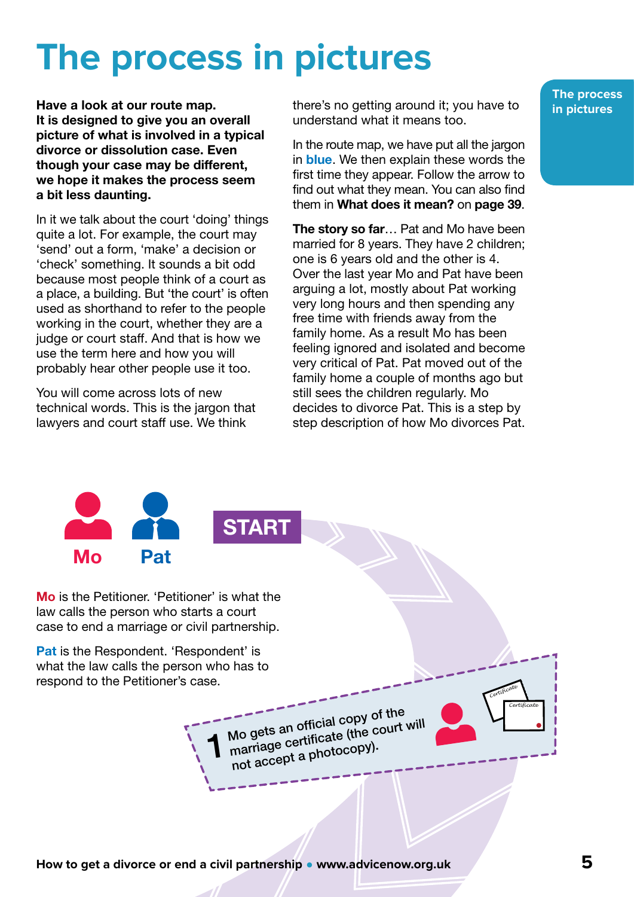# The process in pictures

**Have a look at our route map. It is designed to give you an overall picture of what is involved in a typical divorce or dissolution case. Even though your case may be different, we hope it makes the process seem a bit less daunting.**

In it we talk about the court 'doing' things quite a lot. For example, the court may 'send' out a form, 'make' a decision or 'check' something. It sounds a bit odd because most people think of a court as a place, a building. But 'the court' is often used as shorthand to refer to the people working in the court, whether they are a judge or court staff. And that is how we use the term here and how you will probably hear other people use it too.

You will come across lots of new technical words. This is the jargon that lawyers and court staff use. We think there's no getting around it; you have to understand what it means too.

In the route map, we have put all the jargon in **blue**. We then explain these words the first time they appear. Follow the arrow to find out what they mean. You can also find them in **What does it mean?** on **page 39**.

**The story so far**… Pat and Mo have been married for 8 years. They have 2 children; one is 6 years old and the other is 4. Over the last year Mo and Pat have been arguing a lot, mostly about Pat working very long hours and then spending any free time with friends away from the family home. As a result Mo has been feeling ignored and isolated and become very critical of Pat. Pat moved out of the family home a couple of months ago but still sees the children regularly. Mo decides to divorce Pat. This is a step by step description of how Mo divorces Pat.

Mo

Pat

**START**

**Mo** is the Petitioner. 'Petitioner' is what the law calls the person who starts a court case to end a marriage or civil partnership.

**Pat** is the Respondent. 'Respondent' is what the law calls the person who has to respond to the Petitioner's case.

**1** Mo gets an official copy of the marriage certificate (the court will not accept a photocopy).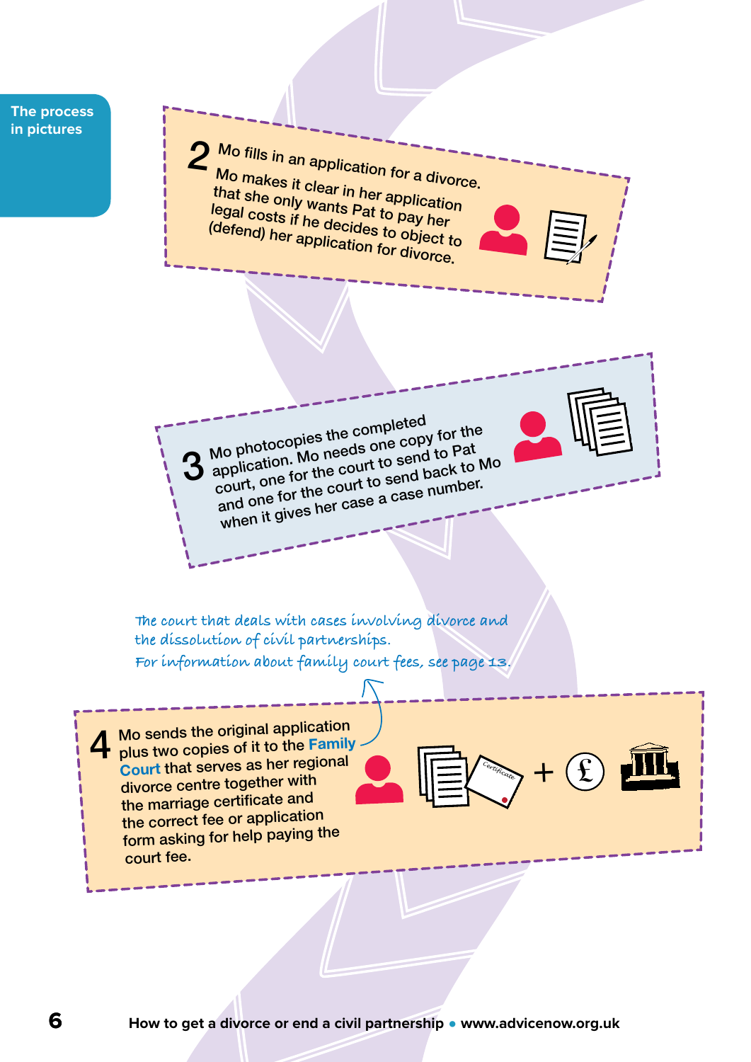The process in pictures

**2** Mo fills in an application for a divorce.

Mo makes it clear in her application that she only wants Pat to pay her legal costs if he decides to object to (defend) her application for divorce.

**3** Mo photocopies the completed application. Mo needs one copy for the court, one for the court to send to Pat and one for the court to send back to Mo when it gives her case a case number.

*The court that deals with cases involving divorce and the dissolution of civil partnerships.*

*For information about family court fees, see page 13.*

**4** Mo sends the original application plus two copies of it to the **Family Court** that serves as her regional divorce centre together with the marriage certificate and the correct fee or application form asking for help paying the court fee.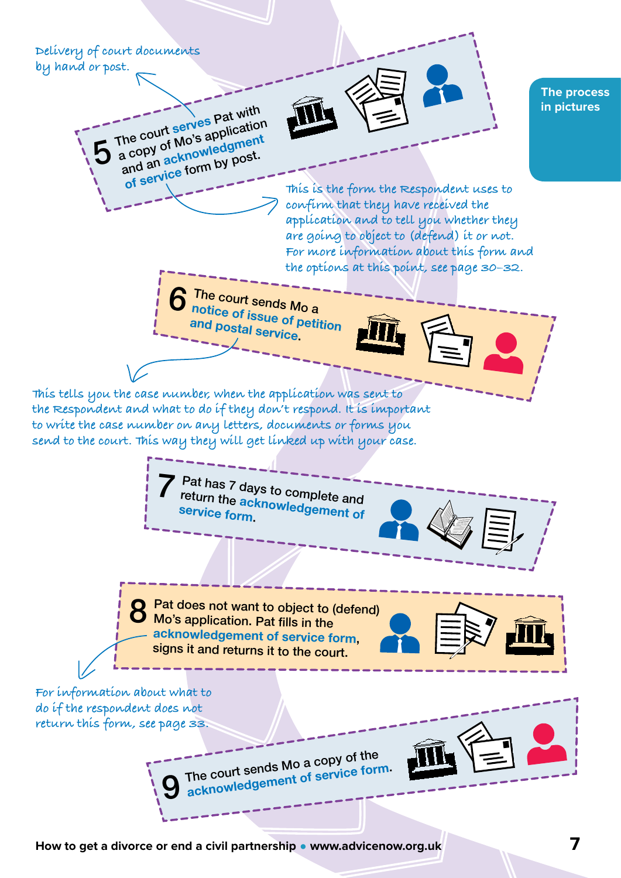**The process in pictures**

*Delivery of court documents by hand or post.*

**5** The court **serves** Pat with a copy of Mo's application and an **acknowledgment of service** form by post.

*This is the form the Respondent uses to confirm that they have received the application and to tell you whether they are going to object to (defend) it or not. For more information about this form and the options at this point, see page 30–32.*

**6** The court sends Mo a **notice of issue of petition and postal service**.

*This tells you the case number, when the application was sent to the Respondent and what to do if they don't respond. It is important to write the case number on any letters, documents or forms you send to the court. This way they will get linked up with your case.*

**7** Pat has 7 days to complete and return the **acknowledgement of service form**.

**8** Pat does not want to object to (defend) Mo's application. Pat fills in the **acknowledgement of service form**, signs it and returns it to the court.

*For information about what to do if the respondent does not return this form, see page 33.*

**9** The court sends Mo a copy of the **acknowledgement of service form**.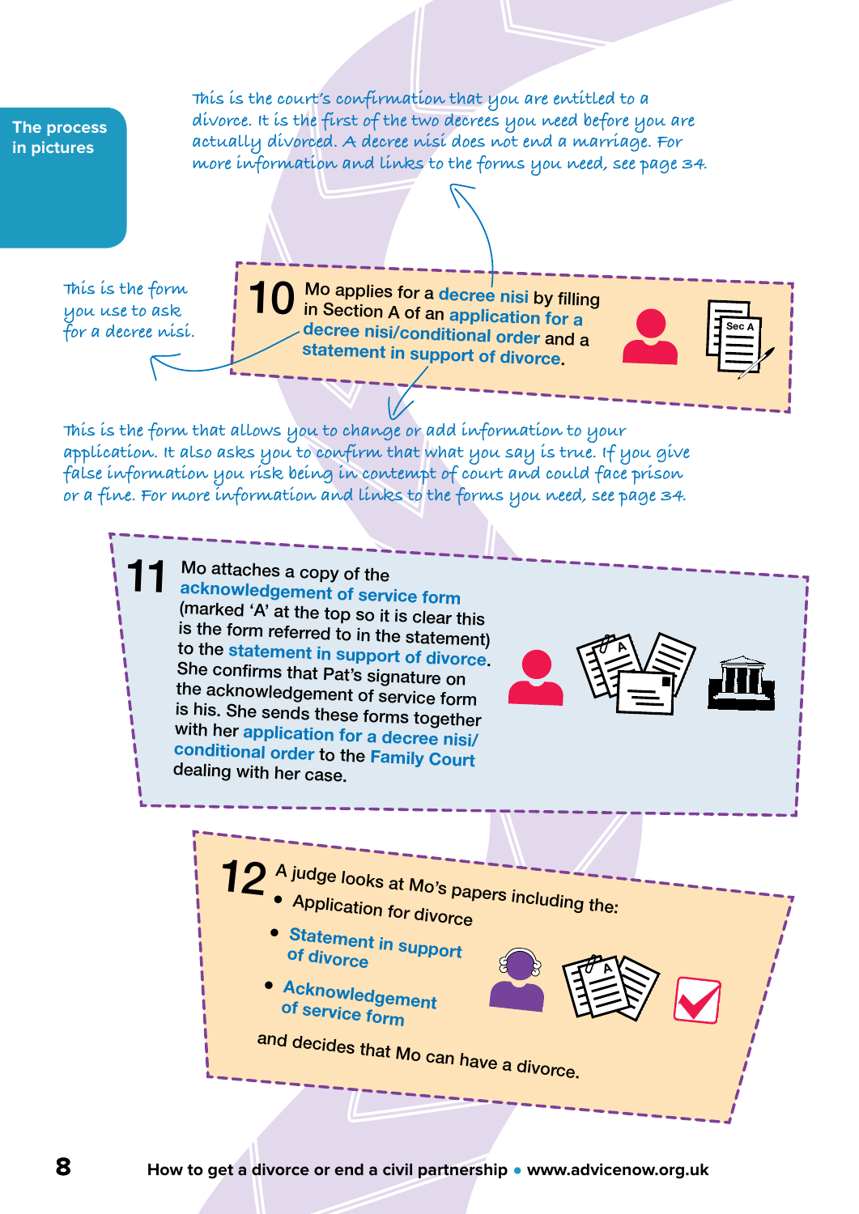The process in pictures

*This is the court's confirmation that you are entitled to a divorce. It is the first of the two decrees you need before you are actually divorced. A decree nisi does not end a marriage. For more information and links to the forms you need, see page 34.*

*This is the form you use to ask for a decree nisi.*

**10** Mo applies for a **decree nisi** by filling in Section A of an **application for a decree nisi/conditional order** and a **statement in support of divorce**.

*This is the form that allows you to change or add information to your application. It also asks you to confirm that what you say is true. If you give false information you risk being in contempt of court and could face prison or a fine. For more information and links to the forms you need, see page 34.*

**11** Mo attaches a copy of the **acknowledgement of service form** (marked 'A' at the top so it is clear this is the form referred to in the statement) to the **statement in support of divorce**. She confirms that Pat's signature on the acknowledgement of service form is his. She sends these forms together with her **application for a decree nisi/conditional order** to the **Family Court** dealing with her case.

**12** A judge looks at Mo's papers including the:

- Application for divorce
- **Statement in support of divorce**
- **Acknowledgement of service form**

and decides that Mo can have a divorce.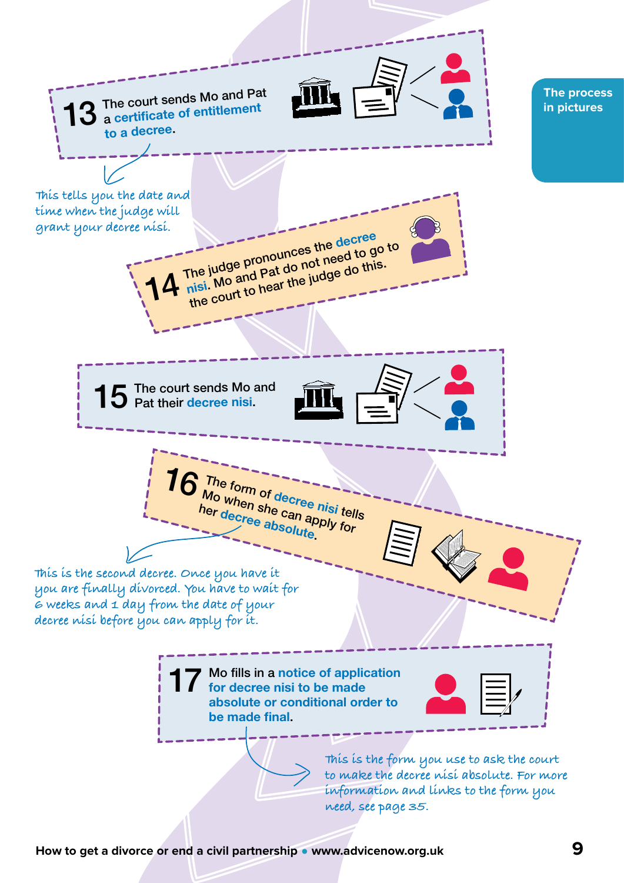**The process in pictures**

**13** The court sends Mo and Pat a **certificate of entitlement to a decree**.

*This tells you the date and time when the judge will grant your decree nisi.*

**14** The judge pronounces the **decree nisi**. Mo and Pat do not need to go to the court to hear the judge do this.

**15** The court sends Mo and Pat their **decree nisi**.

**16** The form of **decree nisi** tells Mo when she can apply for her **decree absolute**.

*This is the second decree. Once you have it you are finally divorced. You have to wait for 6 weeks and 1 day from the date of your decree nisi before you can apply for it.*

**17** Mo fills in a **notice of application for decree nisi to be made absolute or conditional order to be made final**.

*This is the form you use to ask the court to make the decree nisi absolute. For more information and links to the form you need, see page 35.*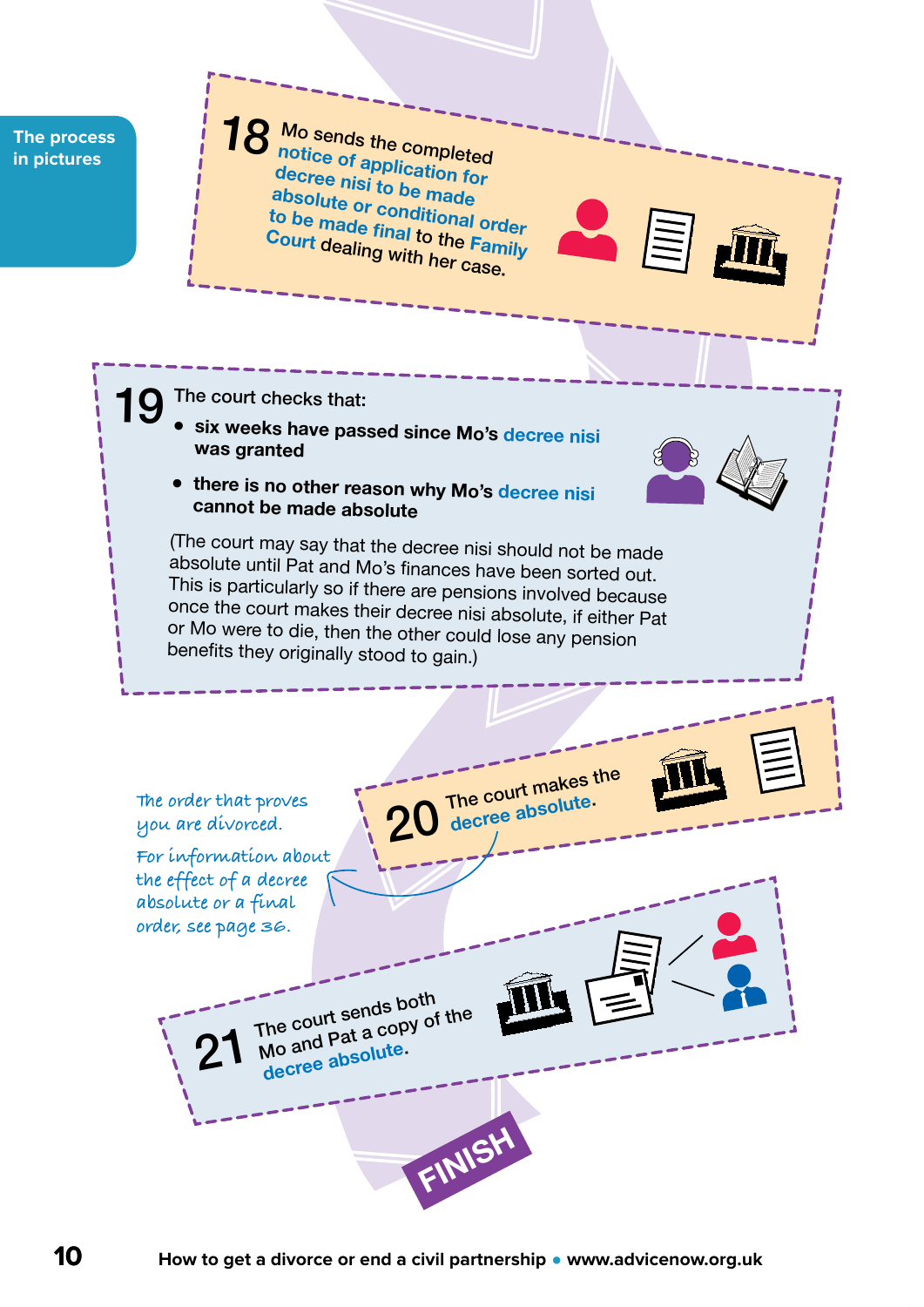**18** Mo sends the completed **notice of application for decree nisi to be made absolute or conditional order to be made final** to the **Family Court** dealing with her case.

**19** The court checks that:

- **six weeks have passed since Mo's decree nisi was granted**
- **there is no other reason why Mo's decree nisi cannot be made absolute**

(The court may say that the decree nisi should not be made absolute until Pat and Mo's finances have been sorted out. This is particularly so if there are pensions involved because once the court makes their decree nisi absolute, if either Pat or Mo were to die, then the other could lose any pension benefits they originally stood to gain.)

**20** The court makes the **decree absolute**.

*The order that proves you are divorced.*

*For information about the effect of a decree absolute or a final order, see page 36.*

**21** The court sends both Mo and Pat a copy of the **decree absolute**.

**FINISH**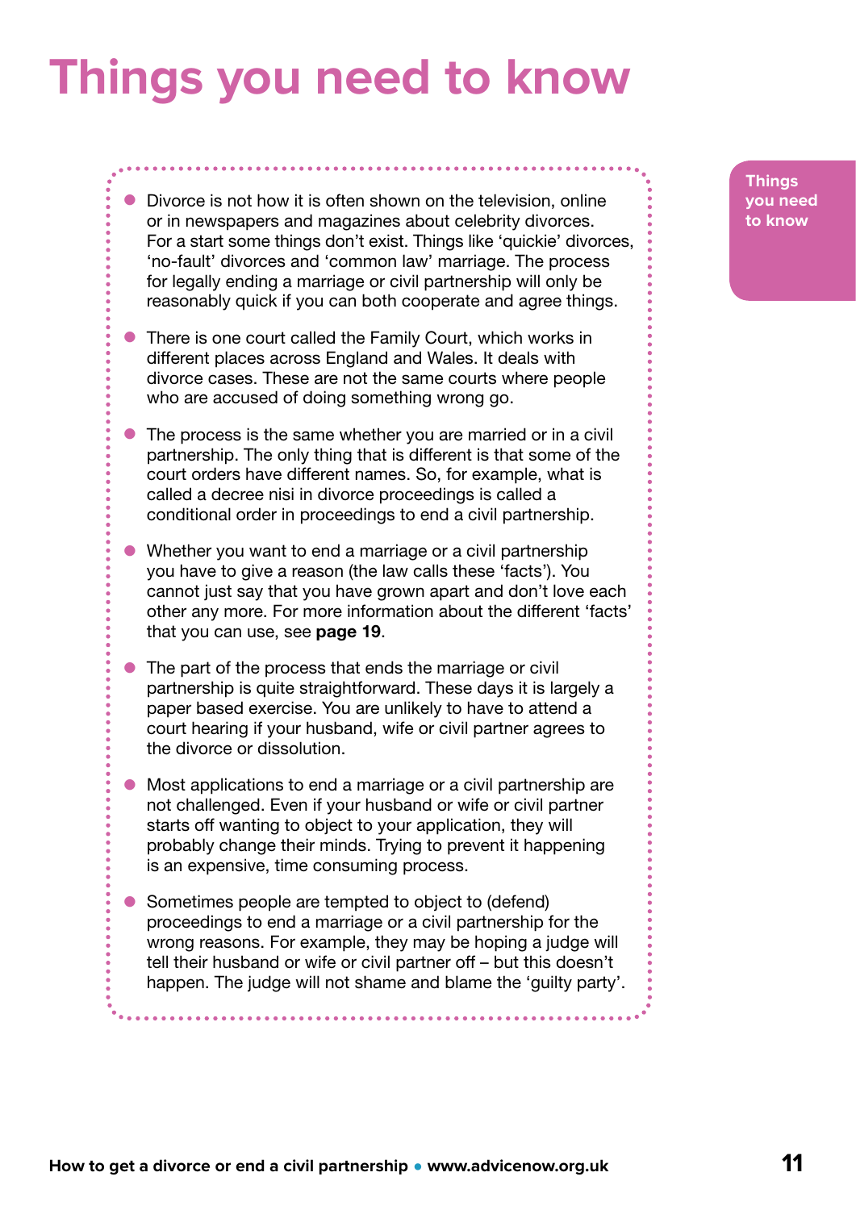# Things you need to know

- Divorce is not how it is often shown on the television, online or in newspapers and magazines about celebrity divorces. For a start some things don't exist. Things like 'quickie' divorces, 'no-fault' divorces and 'common law' marriage. The process for legally ending a marriage or civil partnership will only be reasonably quick if you can both cooperate and agree things.
- There is one court called the Family Court, which works in different places across England and Wales. It deals with divorce cases. These are not the same courts where people who are accused of doing something wrong go.
- The process is the same whether you are married or in a civil partnership. The only thing that is different is that some of the court orders have different names. So, for example, what is called a decree nisi in divorce proceedings is called a conditional order in proceedings to end a civil partnership.
- Whether you want to end a marriage or a civil partnership you have to give a reason (the law calls these 'facts'). You cannot just say that you have grown apart and don't love each other any more. For more information about the different 'facts' that you can use, see **page 19**.
- The part of the process that ends the marriage or civil partnership is quite straightforward. These days it is largely a paper based exercise. You are unlikely to have to attend a court hearing if your husband, wife or civil partner agrees to the divorce or dissolution.
- Most applications to end a marriage or a civil partnership are not challenged. Even if your husband or wife or civil partner starts off wanting to object to your application, they will probably change their minds. Trying to prevent it happening is an expensive, time consuming process.
- Sometimes people are tempted to object to (defend) proceedings to end a marriage or a civil partnership for the wrong reasons. For example, they may be hoping a judge will tell their husband or wife or civil partner off – but this doesn't happen. The judge will not shame and blame the 'guilty party'.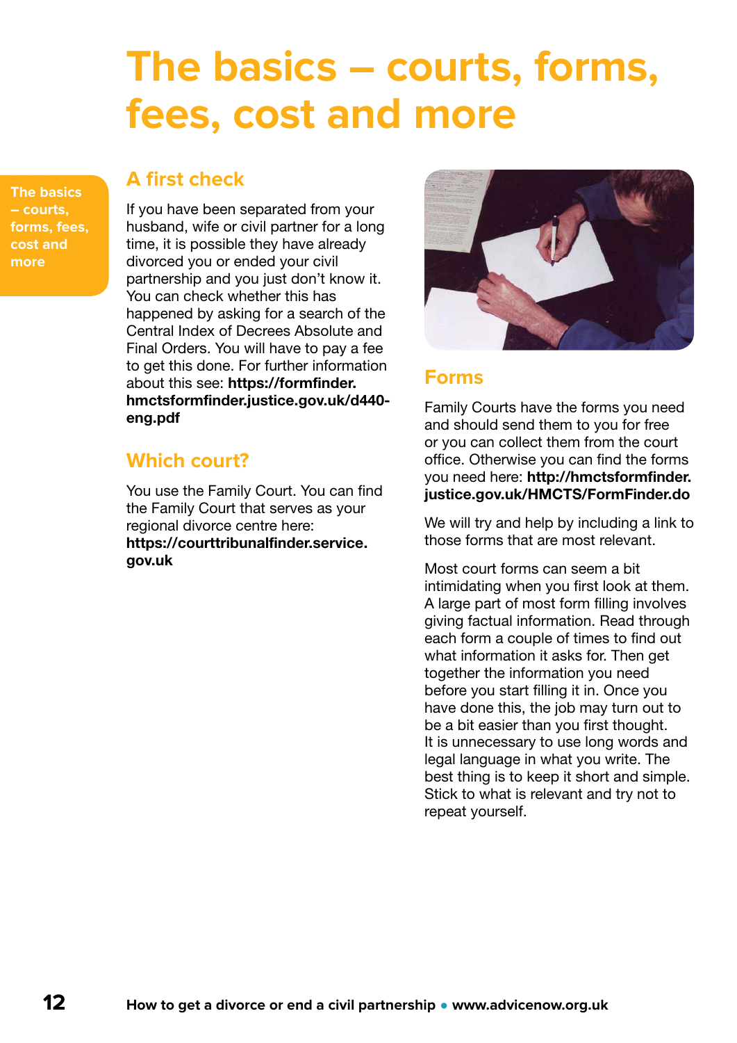# The basics – courts, forms, fees, cost and more

## A first check

If you have been separated from your husband, wife or civil partner for a long time, it is possible they have already divorced you or ended your civil partnership and you just don't know it. You can check whether this has happened by asking for a search of the Central Index of Decrees Absolute and Final Orders. You will have to pay a fee to get this done. For further information about this see: **https://formfinder.hmctsformfinder.justice.gov.uk/d440-eng.pdf**

## Which court?

You use the Family Court. You can find the Family Court that serves as your regional divorce centre here: **https://courttribunalfinder.service.gov.uk**

## Forms

Family Courts have the forms you need and should send them to you for free or you can collect them from the court office. Otherwise you can find the forms you need here: **http://hmctsformfinder.justice.gov.uk/HMCTS/FormFinder.do**

We will try and help by including a link to those forms that are most relevant.

Most court forms can seem a bit intimidating when you first look at them. A large part of most form filling involves giving factual information. Read through each form a couple of times to find out what information it asks for. Then get together the information you need before you start filling it in. Once you have done this, the job may turn out to be a bit easier than you first thought. It is unnecessary to use long words and legal language in what you write. The best thing is to keep it short and simple. Stick to what is relevant and try not to repeat yourself.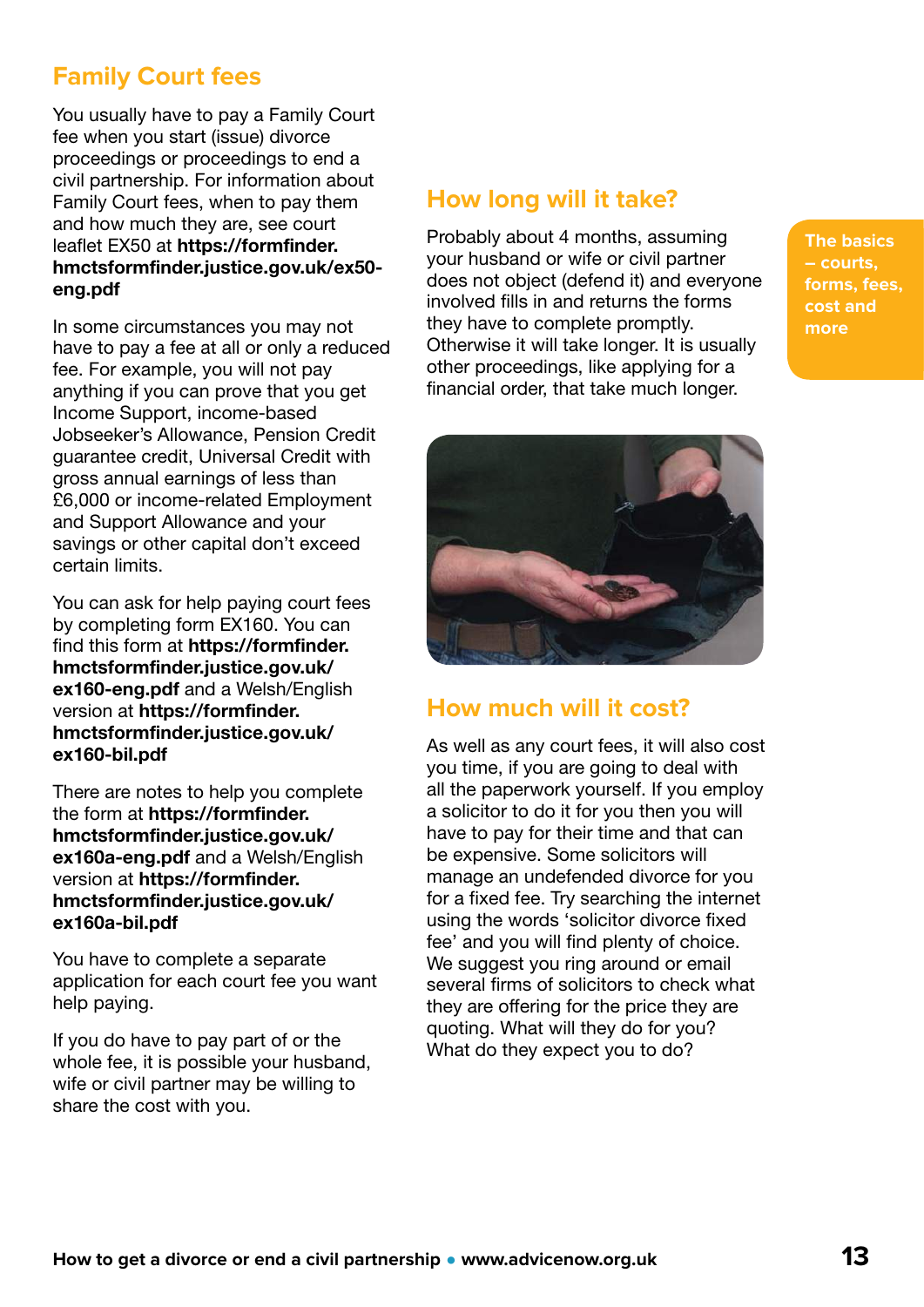## Family Court fees

You usually have to pay a Family Court fee when you start (issue) divorce proceedings or proceedings to end a civil partnership. For information about Family Court fees, when to pay them and how much they are, see court leaflet EX50 at **https://formfinder.hmctsformfinder.justice.gov.uk/ex50-eng.pdf**

In some circumstances you may not have to pay a fee at all or only a reduced fee. For example, you will not pay anything if you can prove that you get Income Support, income-based Jobseeker's Allowance, Pension Credit guarantee credit, Universal Credit with gross annual earnings of less than £6,000 or income-related Employment and Support Allowance and your savings or other capital don't exceed certain limits.

You can ask for help paying court fees by completing form EX160. You can find this form at **https://formfinder.hmctsformfinder.justice.gov.uk/ex160-eng.pdf** and a Welsh/English version at **https://formfinder.hmctsformfinder.justice.gov.uk/ex160-bil.pdf**

There are notes to help you complete the form at **https://formfinder.hmctsformfinder.justice.gov.uk/ex160a-eng.pdf** and a Welsh/English version at **https://formfinder.hmctsformfinder.justice.gov.uk/ex160a-bil.pdf**

You have to complete a separate application for each court fee you want help paying.

If you do have to pay part of or the whole fee, it is possible your husband, wife or civil partner may be willing to share the cost with you.

## How long will it take?

Probably about 4 months, assuming your husband or wife or civil partner does not object (defend it) and everyone involved fills in and returns the forms they have to complete promptly. Otherwise it will take longer. It is usually other proceedings, like applying for a financial order, that take much longer.

## How much will it cost?

As well as any court fees, it will also cost you time, if you are going to deal with all the paperwork yourself. If you employ a solicitor to do it for you then you will have to pay for their time and that can be expensive. Some solicitors will manage an undefended divorce for you for a fixed fee. Try searching the internet using the words 'solicitor divorce fixed fee' and you will find plenty of choice. We suggest you ring around or email several firms of solicitors to check what they are offering for the price they are quoting. What will they do for you? What do they expect you to do?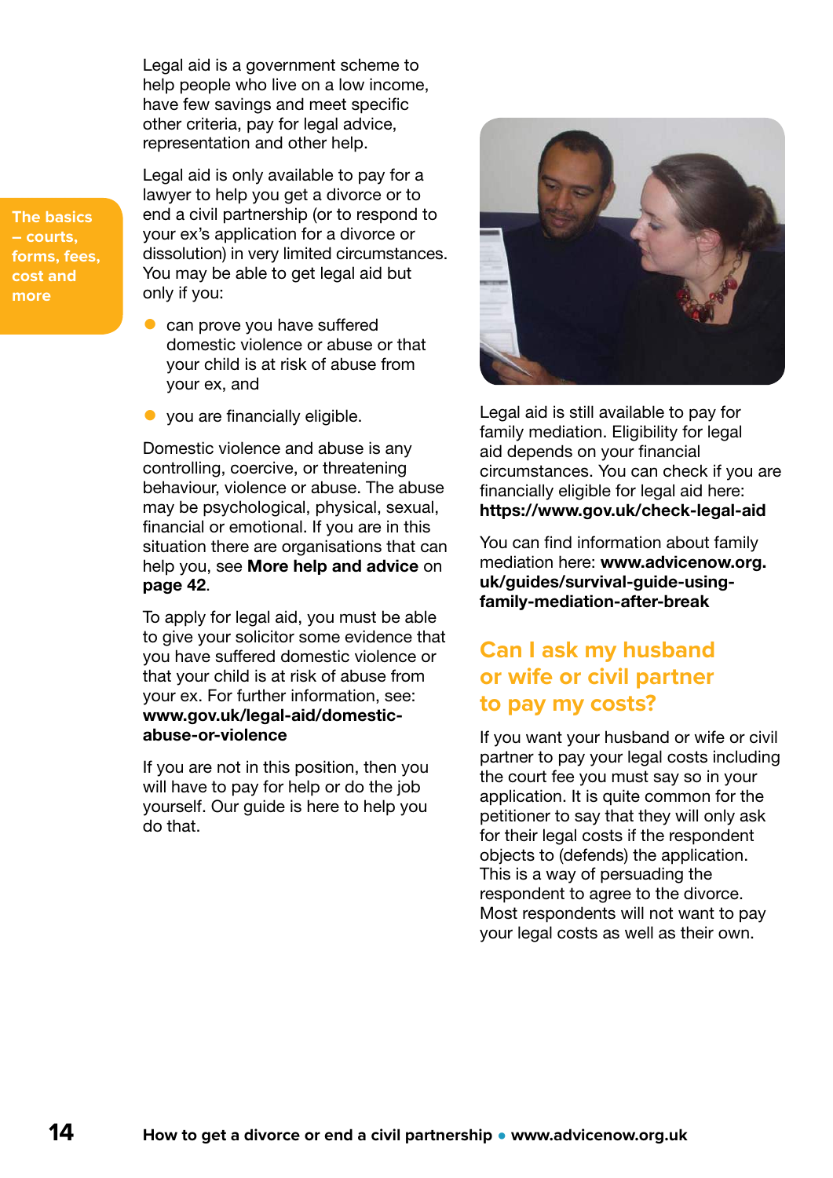Legal aid is a government scheme to help people who live on a low income, have few savings and meet specific other criteria, pay for legal advice, representation and other help.

Legal aid is only available to pay for a lawyer to help you get a divorce or to end a civil partnership (or to respond to your ex's application for a divorce or dissolution) in very limited circumstances. You may be able to get legal aid but only if you:

- can prove you have suffered domestic violence or abuse or that your child is at risk of abuse from your ex, and
- you are financially eligible.

Domestic violence and abuse is any controlling, coercive, or threatening behaviour, violence or abuse. The abuse may be psychological, physical, sexual, financial or emotional. If you are in this situation there are organisations that can help you, see **More help and advice** on **page 42**.

To apply for legal aid, you must be able to give your solicitor some evidence that you have suffered domestic violence or that your child is at risk of abuse from your ex. For further information, see: **www.gov.uk/legal-aid/domestic-abuse-or-violence**

If you are not in this position, then you will have to pay for help or do the job yourself. Our guide is here to help you do that.

Legal aid is still available to pay for family mediation. Eligibility for legal aid depends on your financial circumstances. You can check if you are financially eligible for legal aid here: **https://www.gov.uk/check-legal-aid**

You can find information about family mediation here: **www.advicenow.org.uk/guides/survival-guide-using-family-mediation-after-break**

## Can I ask my husband or wife or civil partner to pay my costs?

If you want your husband or wife or civil partner to pay your legal costs including the court fee you must say so in your application. It is quite common for the petitioner to say that they will only ask for their legal costs if the respondent objects to (defends) the application. This is a way of persuading the respondent to agree to the divorce. Most respondents will not want to pay your legal costs as well as their own.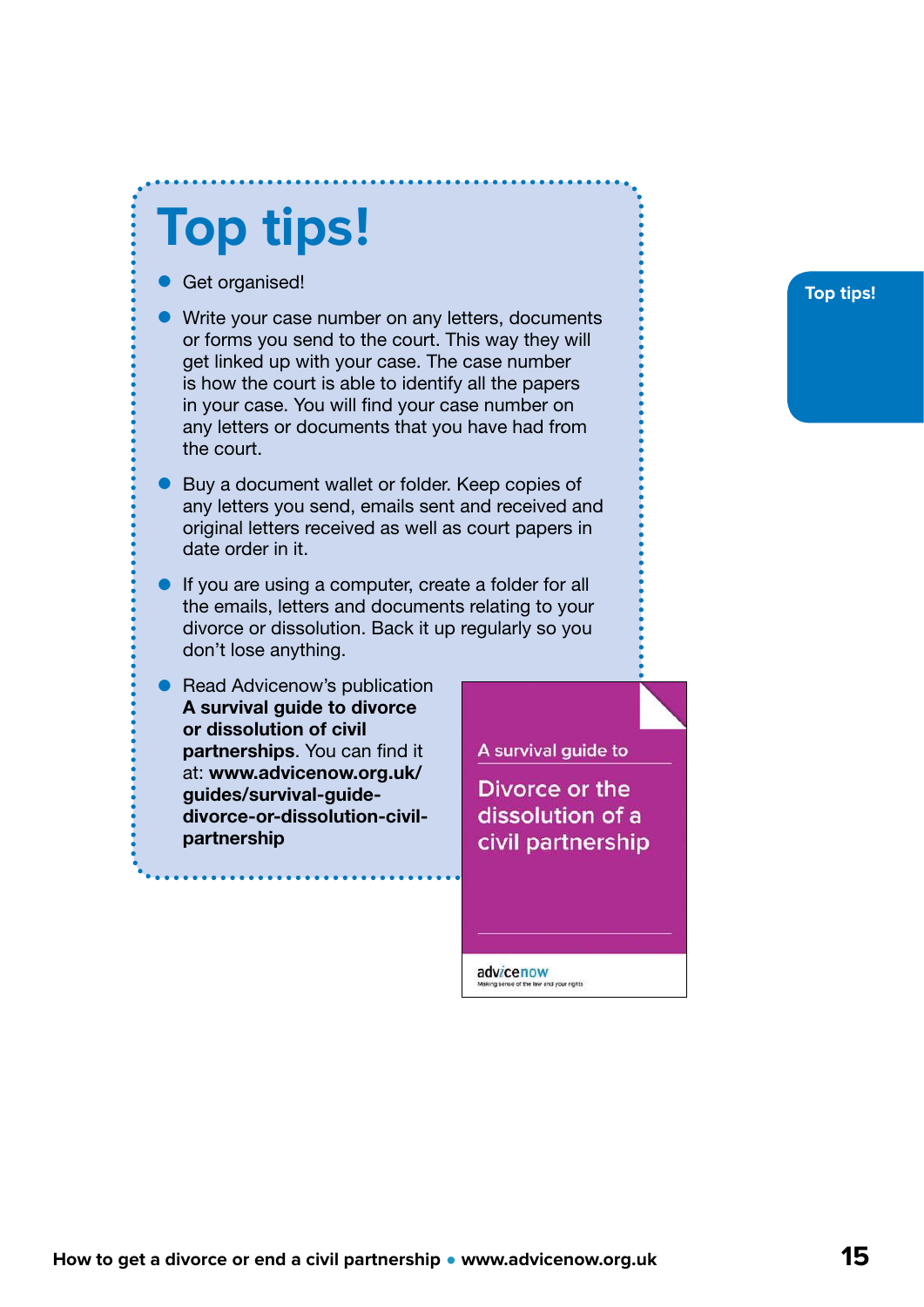# Top tips!

- Get organised!
- Write your case number on any letters, documents or forms you send to the court. This way they will get linked up with your case. The case number is how the court is able to identify all the papers in your case. You will find your case number on any letters or documents that you have had from the court.
- Buy a document wallet or folder. Keep copies of any letters you send, emails sent and received and original letters received as well as court papers in date order in it.
- If you are using a computer, create a folder for all the emails, letters and documents relating to your divorce or dissolution. Back it up regularly so you don't lose anything.
- Read Advicenow's publication **A survival guide to divorce or dissolution of civil partnerships**. You can find it at: **www.advicenow.org.uk/guides/survival-guide-divorce-or-dissolution-civil-partnership**

A survival guide to

Divorce or the dissolution of a civil partnership

advicenow

Making sense of the law and your rights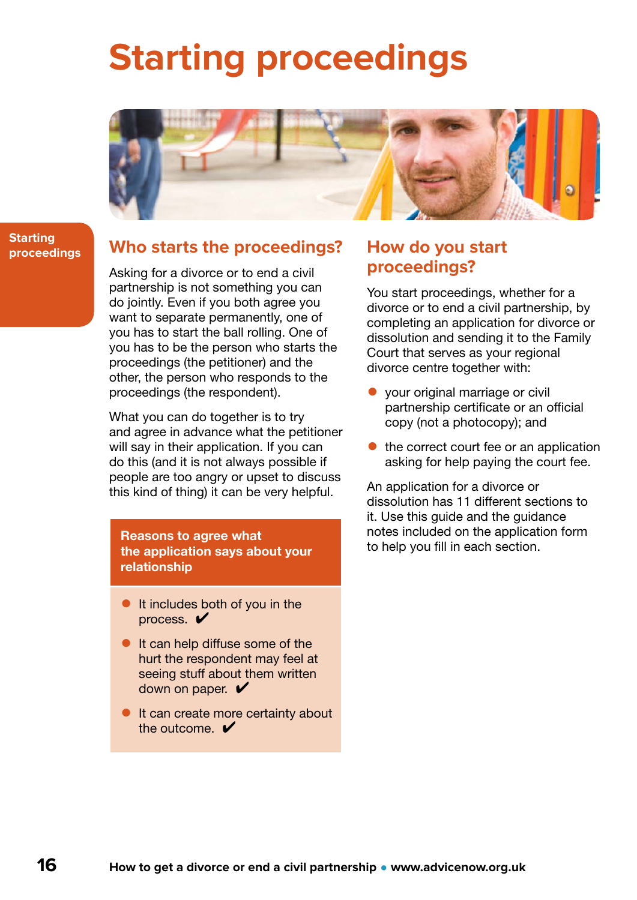# Starting proceedings

## Who starts the proceedings?

Asking for a divorce or to end a civil partnership is not something you can do jointly. Even if you both agree you want to separate permanently, one of you has to start the ball rolling. One of you has to be the person who starts the proceedings (the petitioner) and the other, the person who responds to the proceedings (the respondent).

What you can do together is to try and agree in advance what the petitioner will say in their application. If you can do this (and it is not always possible if people are too angry or upset to discuss this kind of thing) it can be very helpful.

**Reasons to agree what the application says about your relationship**

- It includes both of you in the process. ✔
- It can help diffuse some of the hurt the respondent may feel at seeing stuff about them written down on paper. ✔
- It can create more certainty about the outcome. ✔

## How do you start proceedings?

You start proceedings, whether for a divorce or to end a civil partnership, by completing an application for divorce or dissolution and sending it to the Family Court that serves as your regional divorce centre together with:

- your original marriage or civil partnership certificate or an official copy (not a photocopy); and
- the correct court fee or an application asking for help paying the court fee.

An application for a divorce or dissolution has 11 different sections to it. Use this guide and the guidance notes included on the application form to help you fill in each section.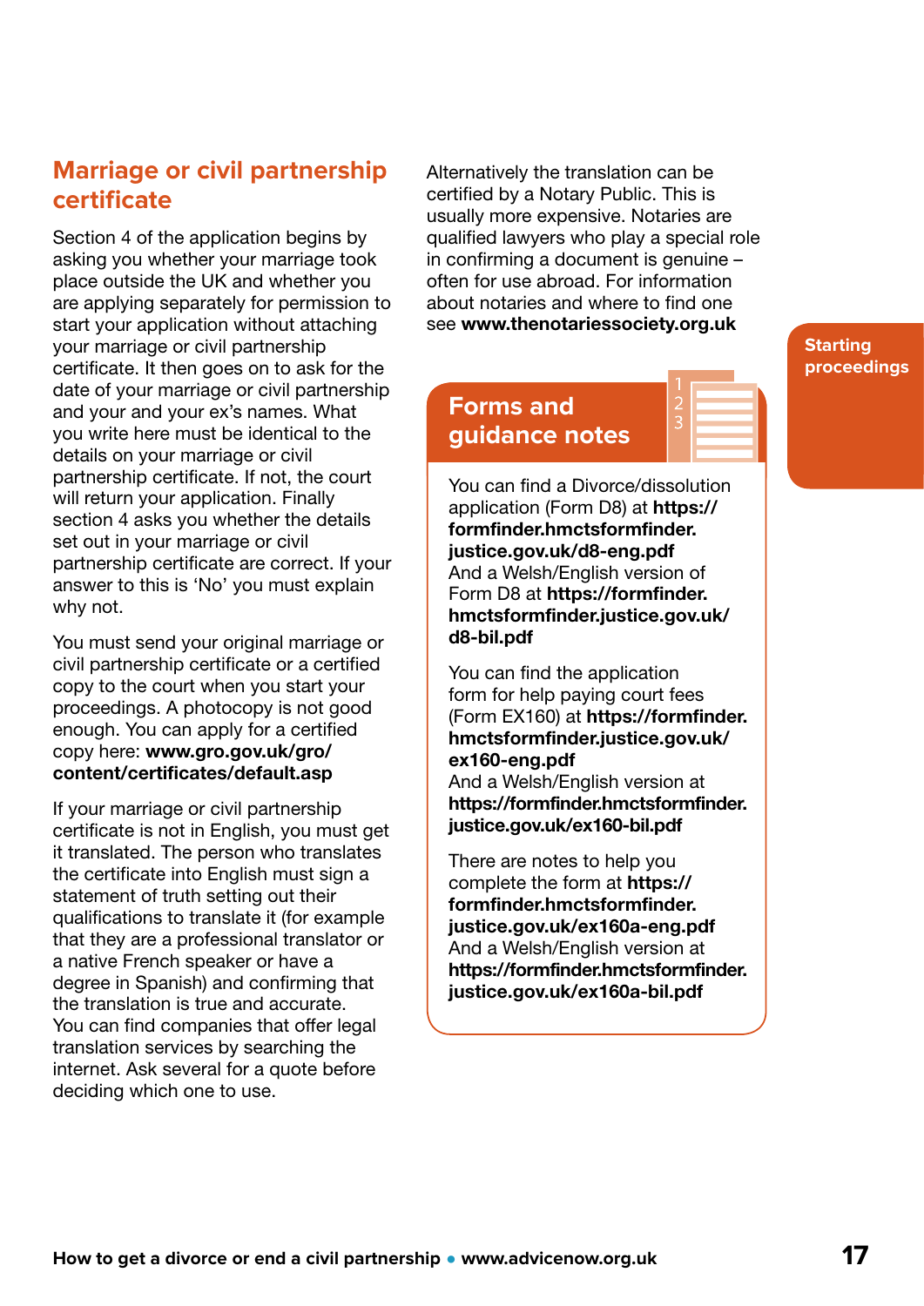## Marriage or civil partnership certificate

Section 4 of the application begins by asking you whether your marriage took place outside the UK and whether you are applying separately for permission to start your application without attaching your marriage or civil partnership certificate. It then goes on to ask for the date of your marriage or civil partnership and your and your ex's names. What you write here must be identical to the details on your marriage or civil partnership certificate. If not, the court will return your application. Finally section 4 asks you whether the details set out in your marriage or civil partnership certificate are correct. If your answer to this is 'No' you must explain why not.

You must send your original marriage or civil partnership certificate or a certified copy to the court when you start your proceedings. A photocopy is not good enough. You can apply for a certified copy here: **www.gro.gov.uk/gro/content/certificates/default.asp**

If your marriage or civil partnership certificate is not in English, you must get it translated. The person who translates the certificate into English must sign a statement of truth setting out their qualifications to translate it (for example that they are a professional translator or a native French speaker or have a degree in Spanish) and confirming that the translation is true and accurate. You can find companies that offer legal translation services by searching the internet. Ask several for a quote before deciding which one to use.

Alternatively the translation can be certified by a Notary Public. This is usually more expensive. Notaries are qualified lawyers who play a special role in confirming a document is genuine – often for use abroad. For information about notaries and where to find one see **www.thenotariessociety.org.uk**

### Forms and guidance notes

You can find a Divorce/dissolution application (Form D8) at **https://formfinder.hmctsformfinder.justice.gov.uk/d8-eng.pdf**
And a Welsh/English version of Form D8 at **https://formfinder.hmctsformfinder.justice.gov.uk/d8-bil.pdf**

You can find the application form for help paying court fees (Form EX160) at **https://formfinder.hmctsformfinder.justice.gov.uk/ex160-eng.pdf**
And a Welsh/English version at **https://formfinder.hmctsformfinder.justice.gov.uk/ex160-bil.pdf**

There are notes to help you complete the form at **https://formfinder.hmctsformfinder.justice.gov.uk/ex160a-eng.pdf**
And a Welsh/English version at **https://formfinder.hmctsformfinder.justice.gov.uk/ex160a-bil.pdf**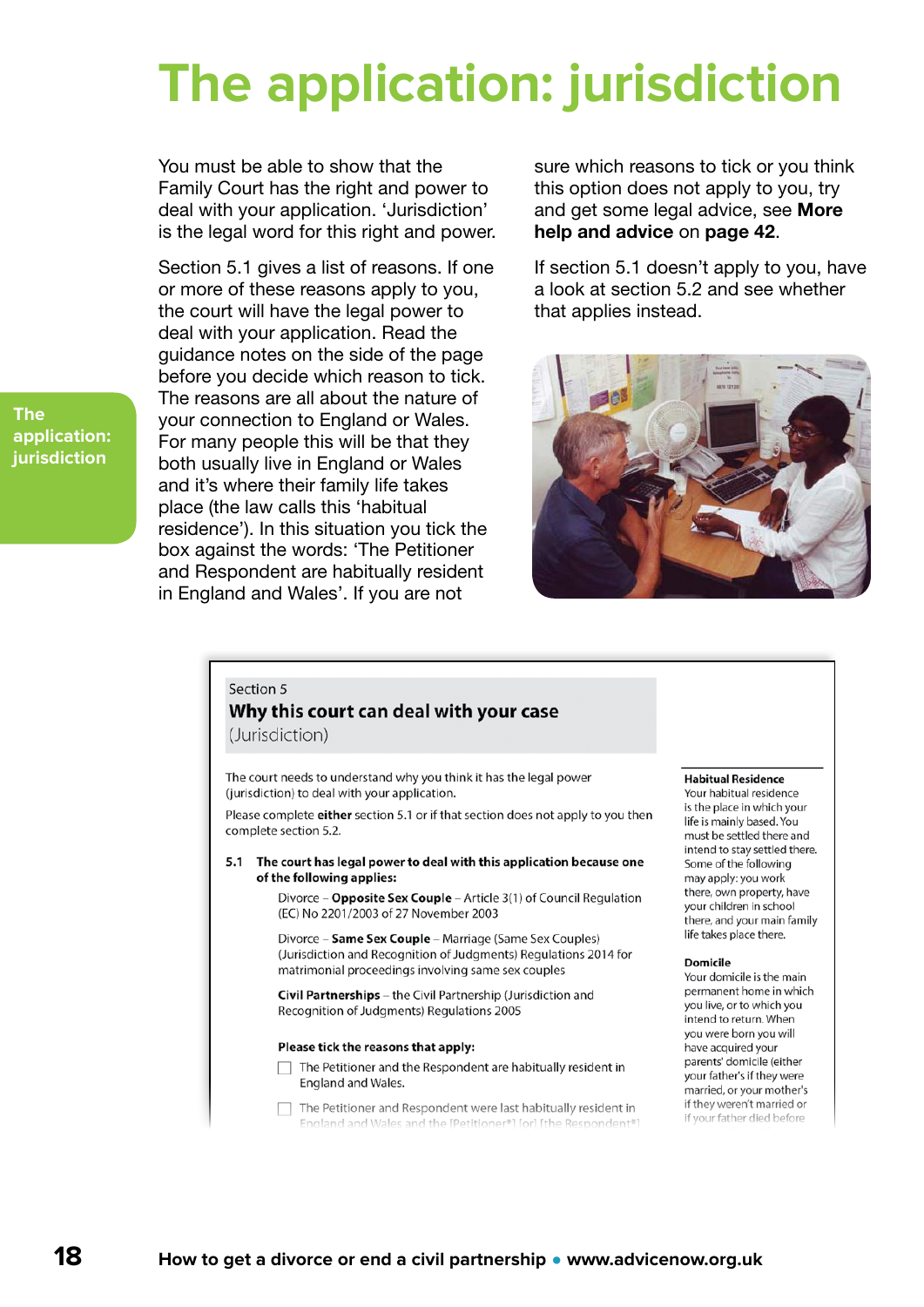# The application: jurisdiction

The application: jurisdiction

You must be able to show that the Family Court has the right and power to deal with your application. 'Jurisdiction' is the legal word for this right and power.

Section 5.1 gives a list of reasons. If one or more of these reasons apply to you, the court will have the legal power to deal with your application. Read the guidance notes on the side of the page before you decide which reason to tick. The reasons are all about the nature of your connection to England or Wales. For many people this will be that they both usually live in England or Wales and it's where their family life takes place (the law calls this 'habitual residence'). In this situation you tick the box against the words: 'The Petitioner and Respondent are habitually resident in England and Wales'. If you are not sure which reasons to tick or you think this option does not apply to you, try and get some legal advice, see **More help and advice** on **page 42**.

If section 5.1 doesn't apply to you, have a look at section 5.2 and see whether that applies instead.

Section 5

**Why this court can deal with your case**
(Jurisdiction)

The court needs to understand why you think it has the legal power (jurisdiction) to deal with your application.

Please complete **either** section 5.1 or if that section does not apply to you then complete section 5.2.

**5.1 The court has legal power to deal with this application because one of the following applies:**

Divorce – **Opposite Sex Couple** – Article 3(1) of Council Regulation (EC) No 2201/2003 of 27 November 2003

Divorce – **Same Sex Couple** – Marriage (Same Sex Couples) (Jurisdiction and Recognition of Judgments) Regulations 2014 for matrimonial proceedings involving same sex couples

**Civil Partnerships** – the Civil Partnership (Jurisdiction and Recognition of Judgments) Regulations 2005

**Please tick the reasons that apply:**

☐ The Petitioner and the Respondent are habitually resident in England and Wales.

☐ The Petitioner and Respondent were last habitually resident in England and Wales and the [Petitioner*] [or] [the Respondent*]

**Habitual Residence**
Your habitual residence is the place in which your life is mainly based. You must be settled there and intend to stay settled there. Some of the following may apply: you work there, own property, have your children in school there, and your main family life takes place there.

**Domicile**
Your domicile is the main permanent home in which you live, or to which you intend to return. When you were born you will have acquired your parents' domicile (either your father's if they were married, or your mother's if they weren't married or if your father died before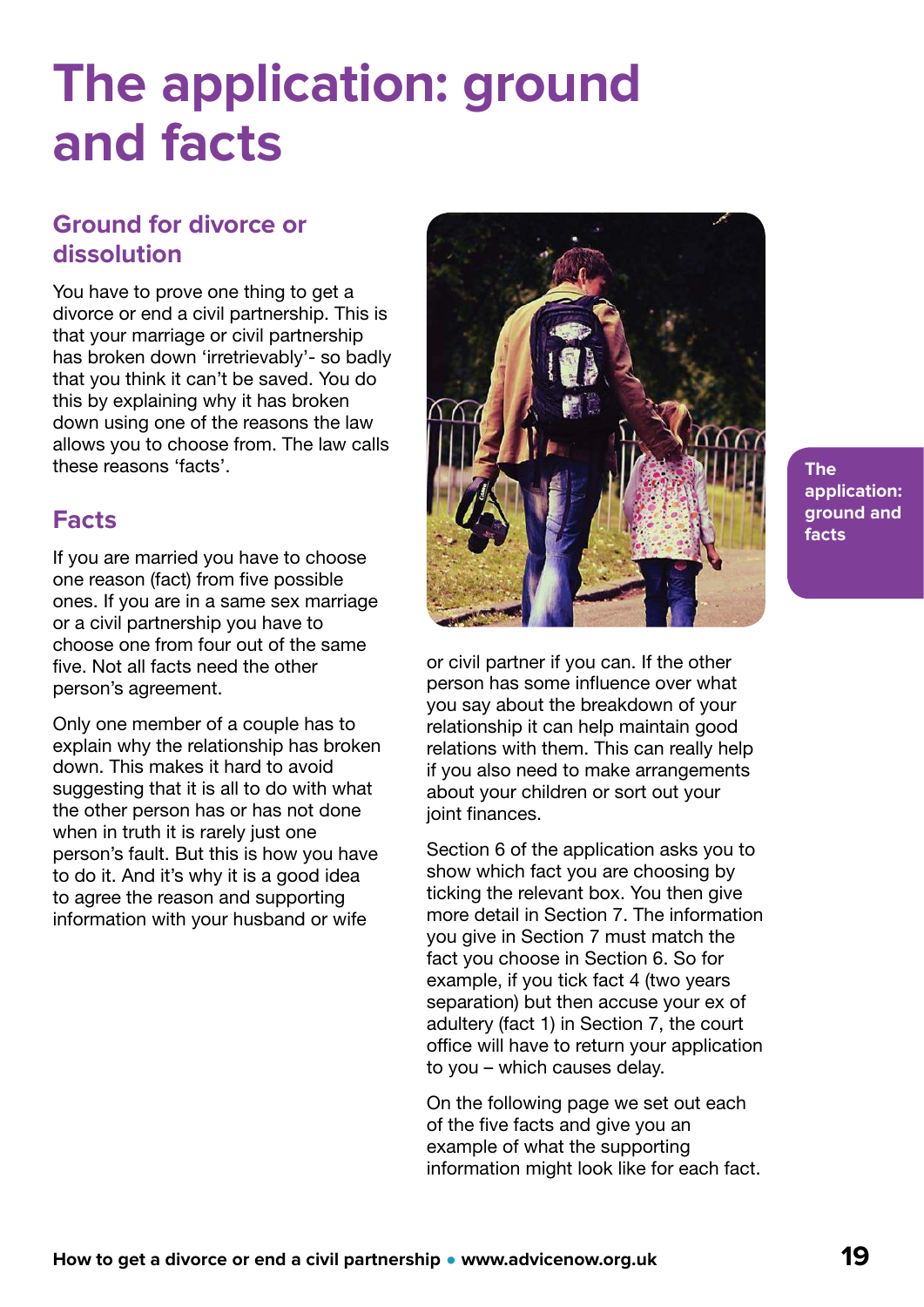# The application: ground and facts

## Ground for divorce or dissolution

You have to prove one thing to get a divorce or end a civil partnership. This is that your marriage or civil partnership has broken down 'irretrievably'- so badly that you think it can't be saved. You do this by explaining why it has broken down using one of the reasons the law allows you to choose from. The law calls these reasons 'facts'.

## Facts

If you are married you have to choose one reason (fact) from five possible ones. If you are in a same sex marriage or a civil partnership you have to choose one from four out of the same five. Not all facts need the other person's agreement.

Only one member of a couple has to explain why the relationship has broken down. This makes it hard to avoid suggesting that it is all to do with what the other person has or has not done when in truth it is rarely just one person's fault. But this is how you have to do it. And it's why it is a good idea to agree the reason and supporting information with your husband or wife or civil partner if you can. If the other person has some influence over what you say about the breakdown of your relationship it can help maintain good relations with them. This can really help if you also need to make arrangements about your children or sort out your joint finances.

Section 6 of the application asks you to show which fact you are choosing by ticking the relevant box. You then give more detail in Section 7. The information you give in Section 7 must match the fact you choose in Section 6. So for example, if you tick fact 4 (two years separation) but then accuse your ex of adultery (fact 1) in Section 7, the court office will have to return your application to you – which causes delay.

On the following page we set out each of the five facts and give you an example of what the supporting information might look like for each fact.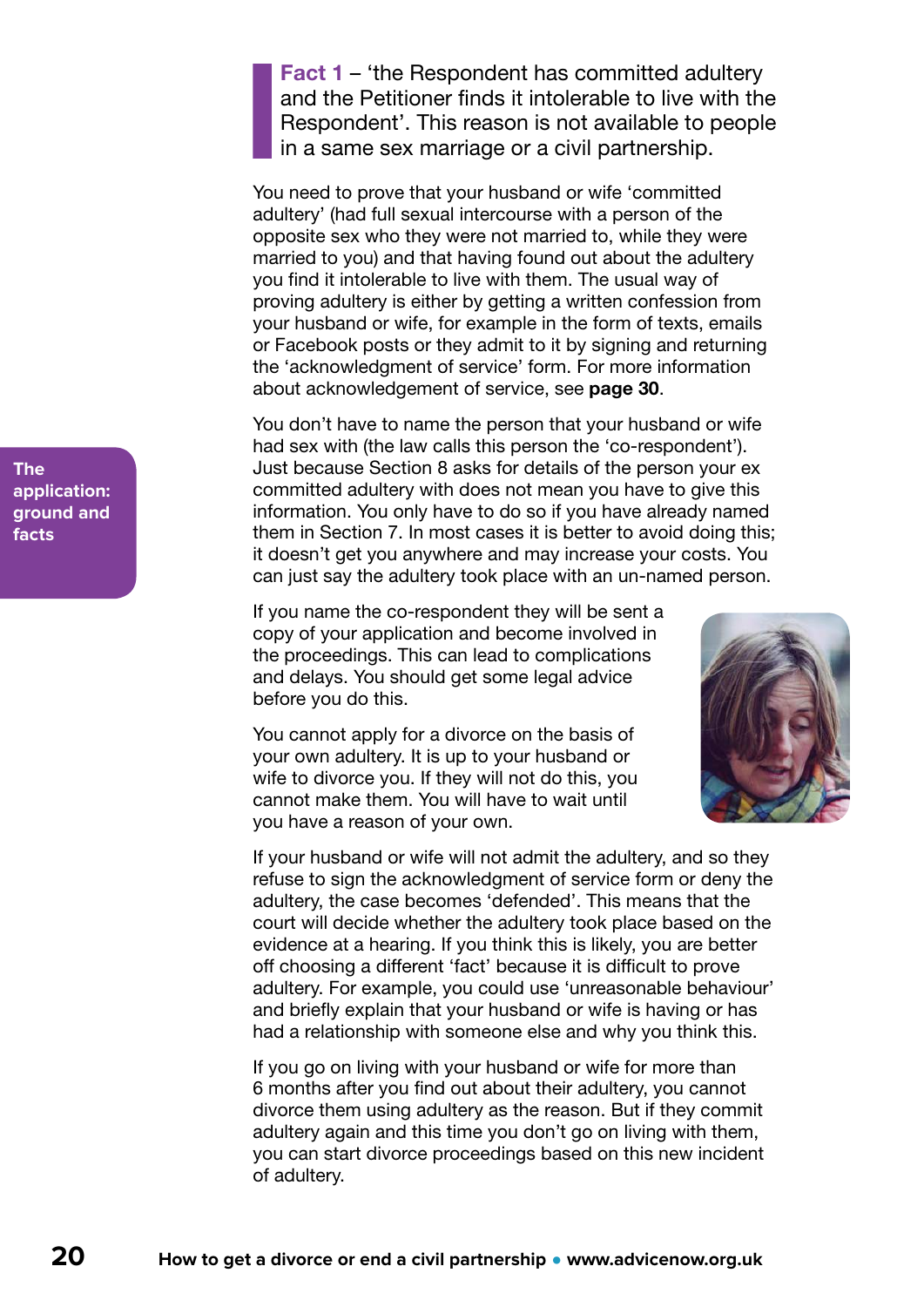**Fact 1** – 'the Respondent has committed adultery and the Petitioner finds it intolerable to live with the Respondent'. This reason is not available to people in a same sex marriage or a civil partnership.

You need to prove that your husband or wife 'committed adultery' (had full sexual intercourse with a person of the opposite sex who they were not married to, while they were married to you) and that having found out about the adultery you find it intolerable to live with them. The usual way of proving adultery is either by getting a written confession from your husband or wife, for example in the form of texts, emails or Facebook posts or they admit to it by signing and returning the 'acknowledgment of service' form. For more information about acknowledgement of service, see **page 30**.

You don't have to name the person that your husband or wife had sex with (the law calls this person the 'co-respondent'). Just because Section 8 asks for details of the person your ex committed adultery with does not mean you have to give this information. You only have to do so if you have already named them in Section 7. In most cases it is better to avoid doing this; it doesn't get you anywhere and may increase your costs. You can just say the adultery took place with an un-named person.

If you name the co-respondent they will be sent a copy of your application and become involved in the proceedings. This can lead to complications and delays. You should get some legal advice before you do this.

You cannot apply for a divorce on the basis of your own adultery. It is up to your husband or wife to divorce you. If they will not do this, you cannot make them. You will have to wait until you have a reason of your own.

If your husband or wife will not admit the adultery, and so they refuse to sign the acknowledgment of service form or deny the adultery, the case becomes 'defended'. This means that the court will decide whether the adultery took place based on the evidence at a hearing. If you think this is likely, you are better off choosing a different 'fact' because it is difficult to prove adultery. For example, you could use 'unreasonable behaviour' and briefly explain that your husband or wife is having or has had a relationship with someone else and why you think this.

If you go on living with your husband or wife for more than 6 months after you find out about their adultery, you cannot divorce them using adultery as the reason. But if they commit adultery again and this time you don't go on living with them, you can start divorce proceedings based on this new incident of adultery.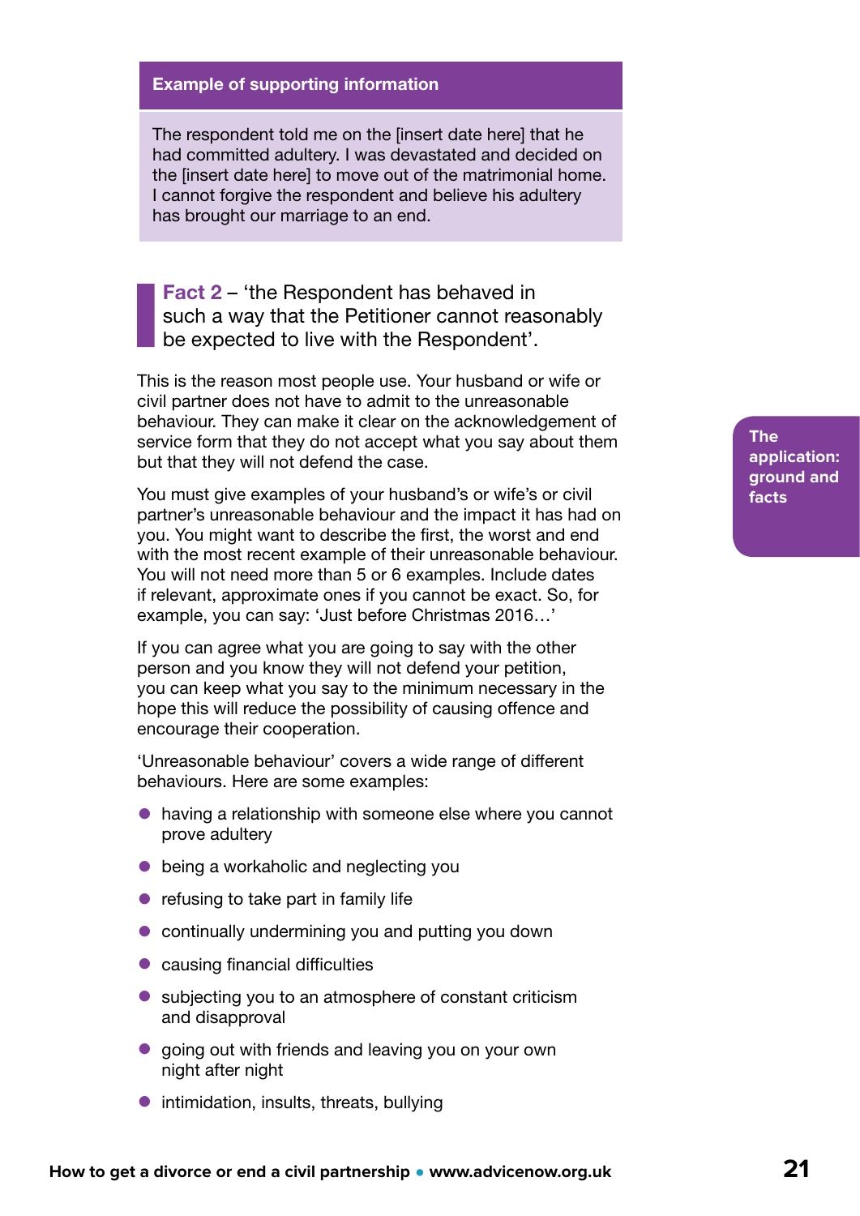**Example of supporting information**

The respondent told me on the [insert date here] that he had committed adultery. I was devastated and decided on the [insert date here] to move out of the matrimonial home. I cannot forgive the respondent and believe his adultery has brought our marriage to an end.

### **Fact 2** – 'the Respondent has behaved in such a way that the Petitioner cannot reasonably be expected to live with the Respondent'.

This is the reason most people use. Your husband or wife or civil partner does not have to admit to the unreasonable behaviour. They can make it clear on the acknowledgement of service form that they do not accept what you say about them but that they will not defend the case.

You must give examples of your husband's or wife's or civil partner's unreasonable behaviour and the impact it has had on you. You might want to describe the first, the worst and end with the most recent example of their unreasonable behaviour. You will not need more than 5 or 6 examples. Include dates if relevant, approximate ones if you cannot be exact. So, for example, you can say: 'Just before Christmas 2016…'

If you can agree what you are going to say with the other person and you know they will not defend your petition, you can keep what you say to the minimum necessary in the hope this will reduce the possibility of causing offence and encourage their cooperation.

'Unreasonable behaviour' covers a wide range of different behaviours. Here are some examples:

- having a relationship with someone else where you cannot prove adultery
- being a workaholic and neglecting you
- refusing to take part in family life
- continually undermining you and putting you down
- causing financial difficulties
- subjecting you to an atmosphere of constant criticism and disapproval
- going out with friends and leaving you on your own night after night
- intimidation, insults, threats, bullying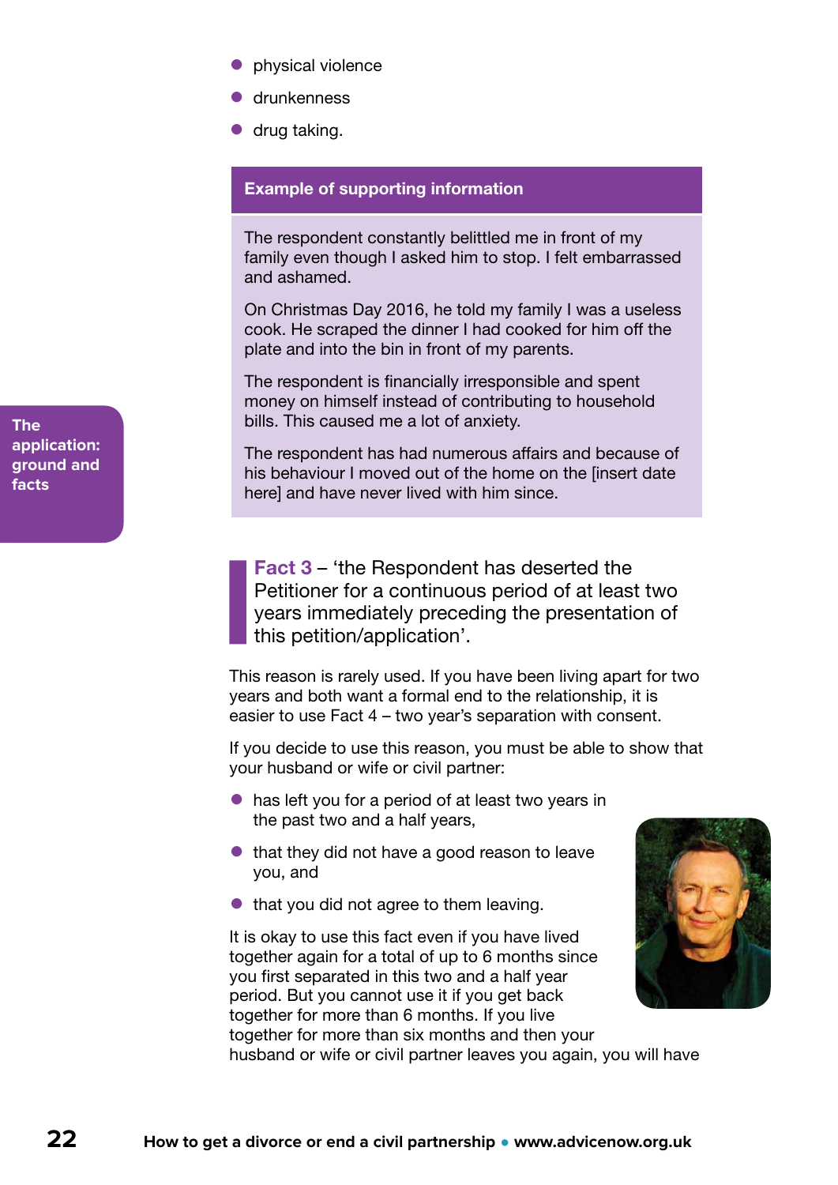- physical violence
- drunkenness
- drug taking.

**Example of supporting information**

The respondent constantly belittled me in front of my family even though I asked him to stop. I felt embarrassed and ashamed.

On Christmas Day 2016, he told my family I was a useless cook. He scraped the dinner I had cooked for him off the plate and into the bin in front of my parents.

The respondent is financially irresponsible and spent money on himself instead of contributing to household bills. This caused me a lot of anxiety.

The respondent has had numerous affairs and because of his behaviour I moved out of the home on the [insert date here] and have never lived with him since.

**Fact 3** – 'the Respondent has deserted the Petitioner for a continuous period of at least two years immediately preceding the presentation of this petition/application'.

This reason is rarely used. If you have been living apart for two years and both want a formal end to the relationship, it is easier to use Fact 4 – two year's separation with consent.

If you decide to use this reason, you must be able to show that your husband or wife or civil partner:

- has left you for a period of at least two years in the past two and a half years,
- that they did not have a good reason to leave you, and
- that you did not agree to them leaving.

It is okay to use this fact even if you have lived together again for a total of up to 6 months since you first separated in this two and a half year period. But you cannot use it if you get back together for more than 6 months. If you live together for more than six months and then your husband or wife or civil partner leaves you again, you will have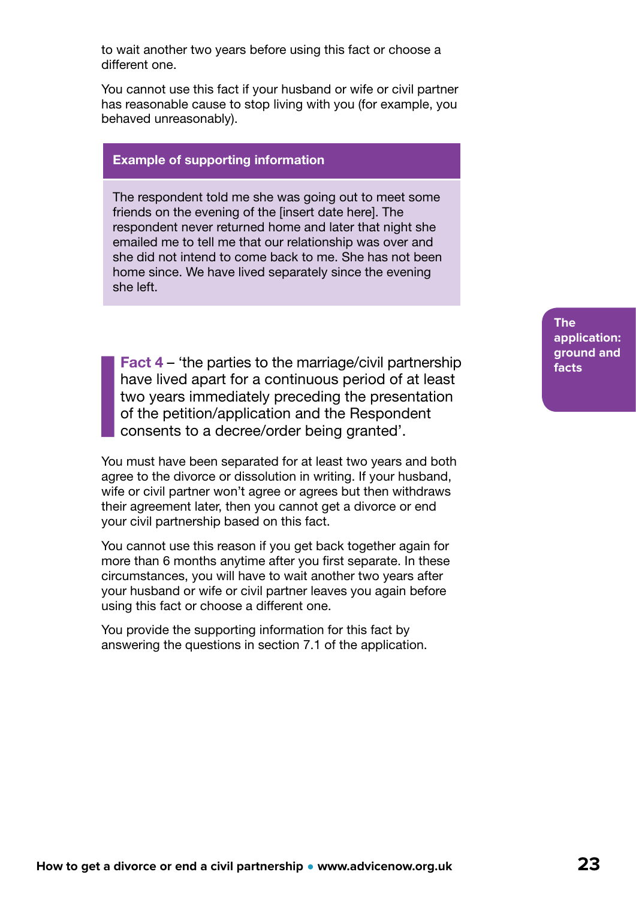to wait another two years before using this fact or choose a different one.

You cannot use this fact if your husband or wife or civil partner has reasonable cause to stop living with you (for example, you behaved unreasonably).

> **Example of supporting information**
>
> The respondent told me she was going out to meet some friends on the evening of the [insert date here]. The respondent never returned home and later that night she emailed me to tell me that our relationship was over and she did not intend to come back to me. She has not been home since. We have lived separately since the evening she left.

**Fact 4** – 'the parties to the marriage/civil partnership have lived apart for a continuous period of at least two years immediately preceding the presentation of the petition/application and the Respondent consents to a decree/order being granted'.

You must have been separated for at least two years and both agree to the divorce or dissolution in writing. If your husband, wife or civil partner won't agree or agrees but then withdraws their agreement later, then you cannot get a divorce or end your civil partnership based on this fact.

You cannot use this reason if you get back together again for more than 6 months anytime after you first separate. In these circumstances, you will have to wait another two years after your husband or wife or civil partner leaves you again before using this fact or choose a different one.

You provide the supporting information for this fact by answering the questions in section 7.1 of the application.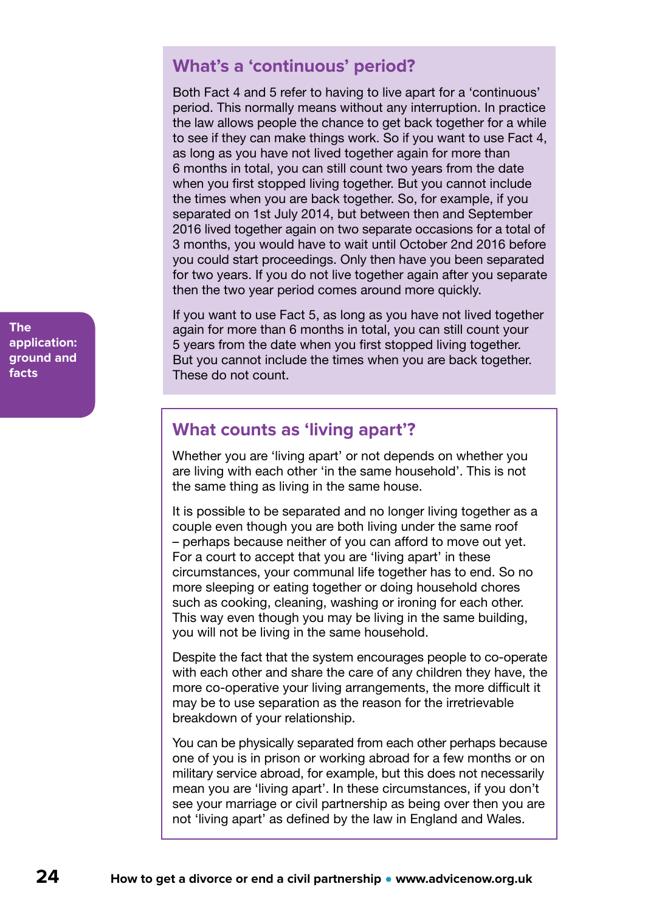## What's a 'continuous' period?

Both Fact 4 and 5 refer to having to live apart for a 'continuous' period. This normally means without any interruption. In practice the law allows people the chance to get back together for a while to see if they can make things work. So if you want to use Fact 4, as long as you have not lived together again for more than 6 months in total, you can still count two years from the date when you first stopped living together. But you cannot include the times when you are back together. So, for example, if you separated on 1st July 2014, but between then and September 2016 lived together again on two separate occasions for a total of 3 months, you would have to wait until October 2nd 2016 before you could start proceedings. Only then have you been separated for two years. If you do not live together again after you separate then the two year period comes around more quickly.

If you want to use Fact 5, as long as you have not lived together again for more than 6 months in total, you can still count your 5 years from the date when you first stopped living together. But you cannot include the times when you are back together. These do not count.

## What counts as 'living apart'?

Whether you are 'living apart' or not depends on whether you are living with each other 'in the same household'. This is not the same thing as living in the same house.

It is possible to be separated and no longer living together as a couple even though you are both living under the same roof – perhaps because neither of you can afford to move out yet. For a court to accept that you are 'living apart' in these circumstances, your communal life together has to end. So no more sleeping or eating together or doing household chores such as cooking, cleaning, washing or ironing for each other. This way even though you may be living in the same building, you will not be living in the same household.

Despite the fact that the system encourages people to co-operate with each other and share the care of any children they have, the more co-operative your living arrangements, the more difficult it may be to use separation as the reason for the irretrievable breakdown of your relationship.

You can be physically separated from each other perhaps because one of you is in prison or working abroad for a few months or on military service abroad, for example, but this does not necessarily mean you are 'living apart'. In these circumstances, if you don't see your marriage or civil partnership as being over then you are not 'living apart' as defined by the law in England and Wales.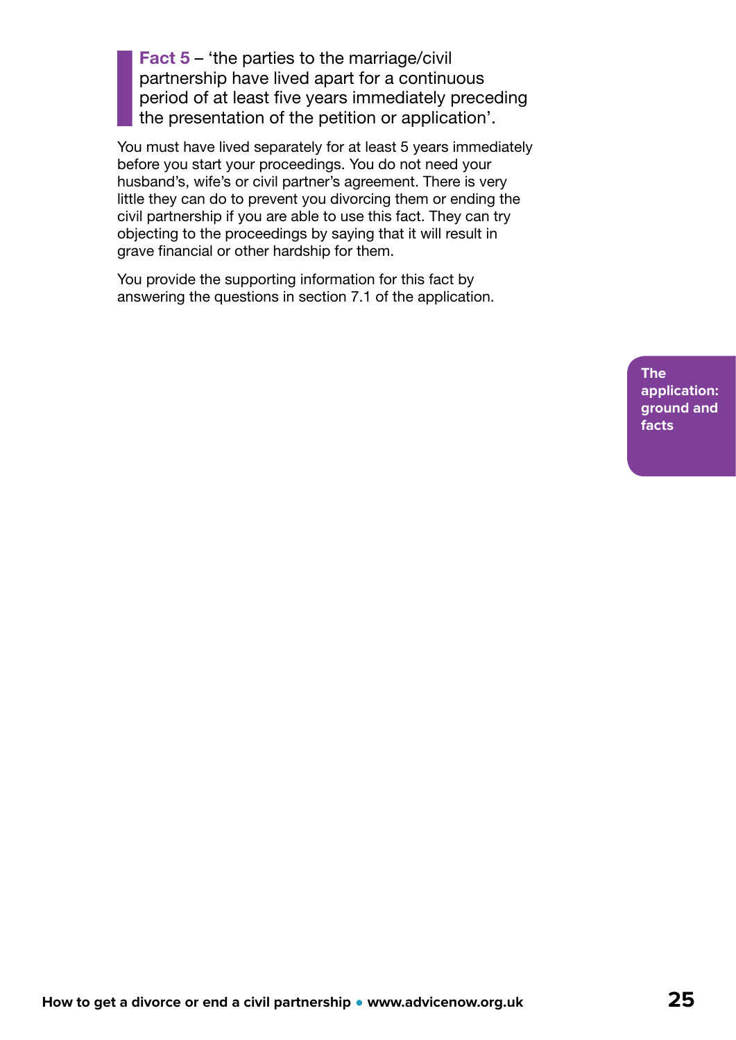> **Fact 5** – 'the parties to the marriage/civil partnership have lived apart for a continuous period of at least five years immediately preceding the presentation of the petition or application'.

You must have lived separately for at least 5 years immediately before you start your proceedings. You do not need your husband's, wife's or civil partner's agreement. There is very little they can do to prevent you divorcing them or ending the civil partnership if you are able to use this fact. They can try objecting to the proceedings by saying that it will result in grave financial or other hardship for them.

You provide the supporting information for this fact by answering the questions in section 7.1 of the application.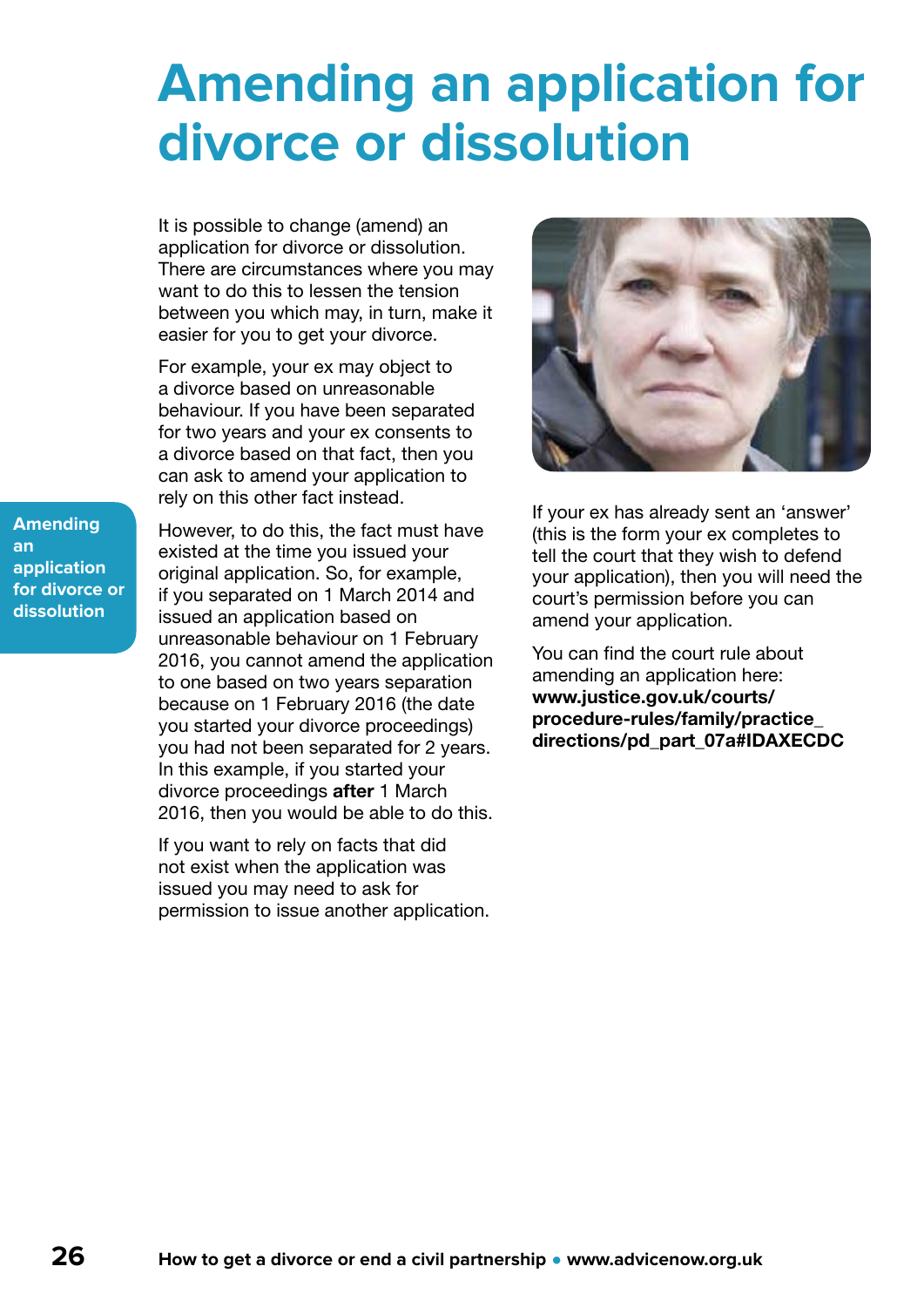# Amending an application for divorce or dissolution

It is possible to change (amend) an application for divorce or dissolution. There are circumstances where you may want to do this to lessen the tension between you which may, in turn, make it easier for you to get your divorce.

For example, your ex may object to a divorce based on unreasonable behaviour. If you have been separated for two years and your ex consents to a divorce based on that fact, then you can ask to amend your application to rely on this other fact instead.

However, to do this, the fact must have existed at the time you issued your original application. So, for example, if you separated on 1 March 2014 and issued an application based on unreasonable behaviour on 1 February 2016, you cannot amend the application to one based on two years separation because on 1 February 2016 (the date you started your divorce proceedings) you had not been separated for 2 years. In this example, if you started your divorce proceedings **after** 1 March 2016, then you would be able to do this.

If you want to rely on facts that did not exist when the application was issued you may need to ask for permission to issue another application.

If your ex has already sent an 'answer' (this is the form your ex completes to tell the court that they wish to defend your application), then you will need the court's permission before you can amend your application.

You can find the court rule about amending an application here: **www.justice.gov.uk/courts/procedure-rules/family/practice_directions/pd_part_07a#IDAXECDC**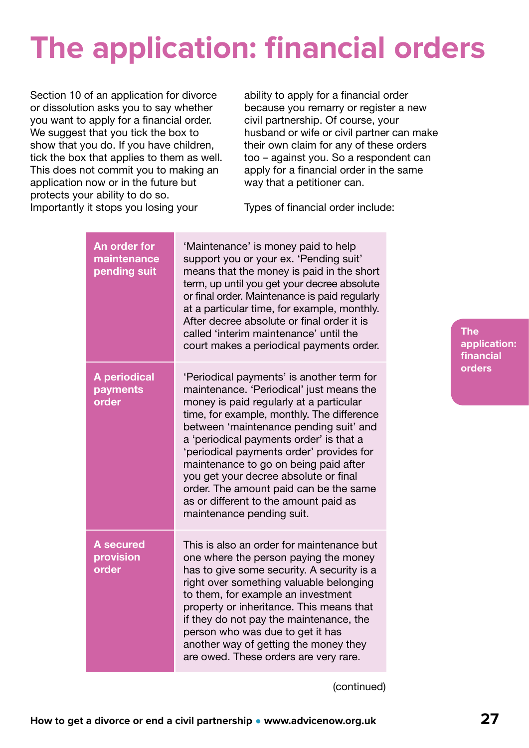# The application: financial orders

Section 10 of an application for divorce or dissolution asks you to say whether you want to apply for a financial order. We suggest that you tick the box to show that you do. If you have children, tick the box that applies to them as well. This does not commit you to making an application now or in the future but protects your ability to do so. Importantly it stops you losing your ability to apply for a financial order because you remarry or register a new civil partnership. Of course, your husband or wife or civil partner can make their own claim for any of these orders too – against you. So a respondent can apply for a financial order in the same way that a petitioner can.

Types of financial order include:

| | |
|---|---|
| **An order for maintenance pending suit** | 'Maintenance' is money paid to help support you or your ex. 'Pending suit' means that the money is paid in the short term, up until you get your decree absolute or final order. Maintenance is paid regularly at a particular time, for example, monthly. After decree absolute or final order it is called 'interim maintenance' until the court makes a periodical payments order. |
| **A periodical payments order** | 'Periodical payments' is another term for maintenance. 'Periodical' just means the money is paid regularly at a particular time, for example, monthly. The difference between 'maintenance pending suit' and a 'periodical payments order' is that a 'periodical payments order' provides for maintenance to go on being paid after you get your decree absolute or final order. The amount paid can be the same as or different to the amount paid as maintenance pending suit. |
| **A secured provision order** | This is also an order for maintenance but one where the person paying the money has to give some security. A security is a right over something valuable belonging to them, for example an investment property or inheritance. This means that if they do not pay the maintenance, the person who was due to get it has another way of getting the money they are owed. These orders are very rare. |

(continued)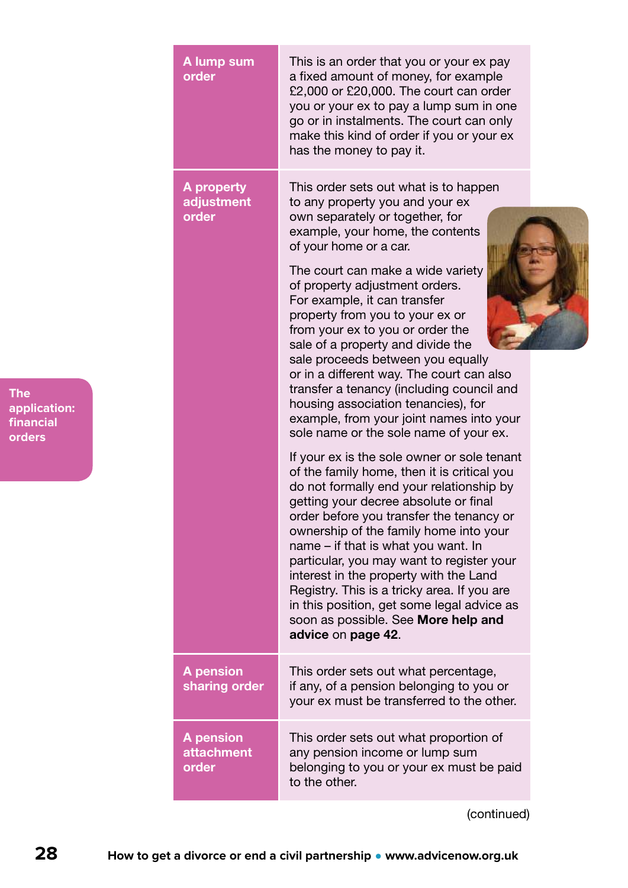| | |
|---|---|
| **A lump sum order** | This is an order that you or your ex pay a fixed amount of money, for example £2,000 or £20,000. The court can order you or your ex to pay a lump sum in one go or in instalments. The court can only make this kind of order if you or your ex has the money to pay it. |
| **A property adjustment order** | This order sets out what is to happen to any property you and your ex own separately or together, for example, your home, the contents of your home or a car.<br><br>The court can make a wide variety of property adjustment orders. For example, it can transfer property from you to your ex or from your ex to you or order the sale of a property and divide the sale proceeds between you equally or in a different way. The court can also transfer a tenancy (including council and housing association tenancies), for example, from your joint names into your sole name or the sole name of your ex.<br><br>If your ex is the sole owner or sole tenant of the family home, then it is critical you do not formally end your relationship by getting your decree absolute or final order before you transfer the tenancy or ownership of the family home into your name – if that is what you want. In particular, you may want to register your interest in the property with the Land Registry. This is a tricky area. If you are in this position, get some legal advice as soon as possible. See **More help and advice** on **page 42**. |
| **A pension sharing order** | This order sets out what percentage, if any, of a pension belonging to you or your ex must be transferred to the other. |
| **A pension attachment order** | This order sets out what proportion of any pension income or lump sum belonging to you or your ex must be paid to the other. |

(continued)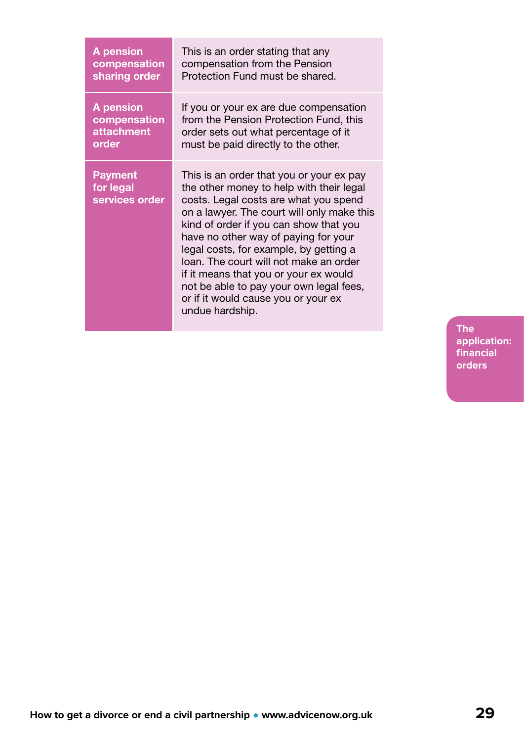| | |
|---|---|
| **A pension compensation sharing order** | This is an order stating that any compensation from the Pension Protection Fund must be shared. |
| **A pension compensation attachment order** | If you or your ex are due compensation from the Pension Protection Fund, this order sets out what percentage of it must be paid directly to the other. |
| **Payment for legal services order** | This is an order that you or your ex pay the other money to help with their legal costs. Legal costs are what you spend on a lawyer. The court will only make this kind of order if you can show that you have no other way of paying for your legal costs, for example, by getting a loan. The court will not make an order if it means that you or your ex would not be able to pay your own legal fees, or if it would cause you or your ex undue hardship. |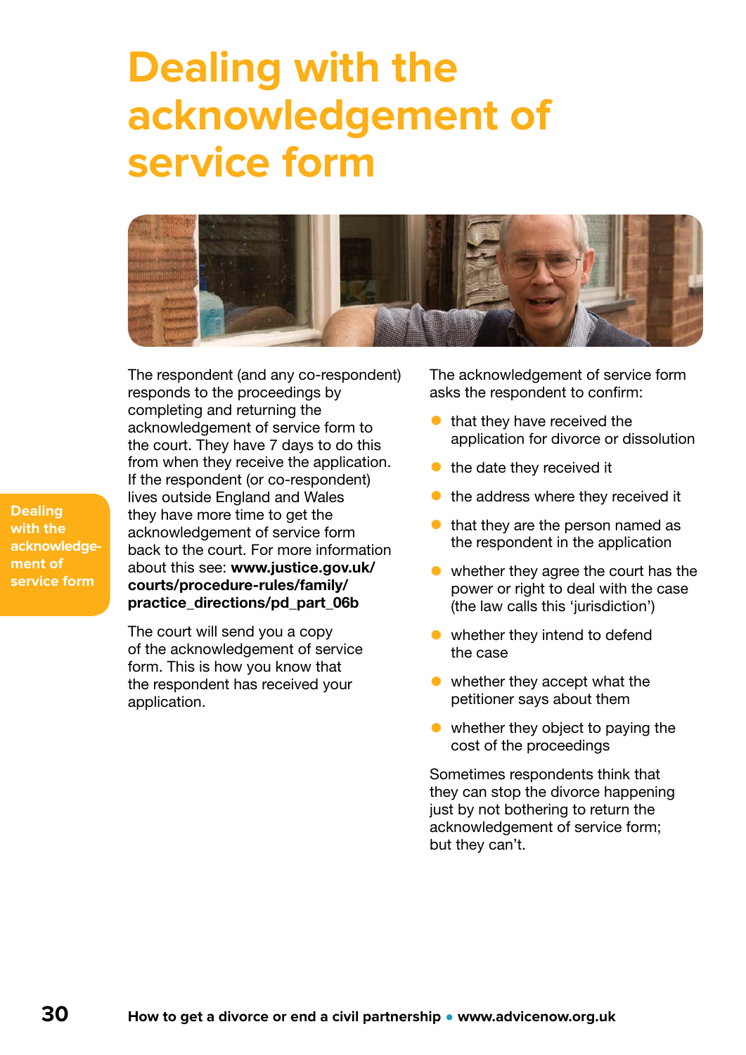# Dealing with the acknowledgement of service form

The respondent (and any co-respondent) responds to the proceedings by completing and returning the acknowledgement of service form to the court. They have 7 days to do this from when they receive the application. If the respondent (or co-respondent) lives outside England and Wales they have more time to get the acknowledgement of service form back to the court. For more information about this see: **www.justice.gov.uk/courts/procedure-rules/family/practice_directions/pd_part_06b**

The court will send you a copy of the acknowledgement of service form. This is how you know that the respondent has received your application.

The acknowledgement of service form asks the respondent to confirm:

- that they have received the application for divorce or dissolution
- the date they received it
- the address where they received it
- that they are the person named as the respondent in the application
- whether they agree the court has the power or right to deal with the case (the law calls this 'jurisdiction')
- whether they intend to defend the case
- whether they accept what the petitioner says about them
- whether they object to paying the cost of the proceedings

Sometimes respondents think that they can stop the divorce happening just by not bothering to return the acknowledgement of service form; but they can't.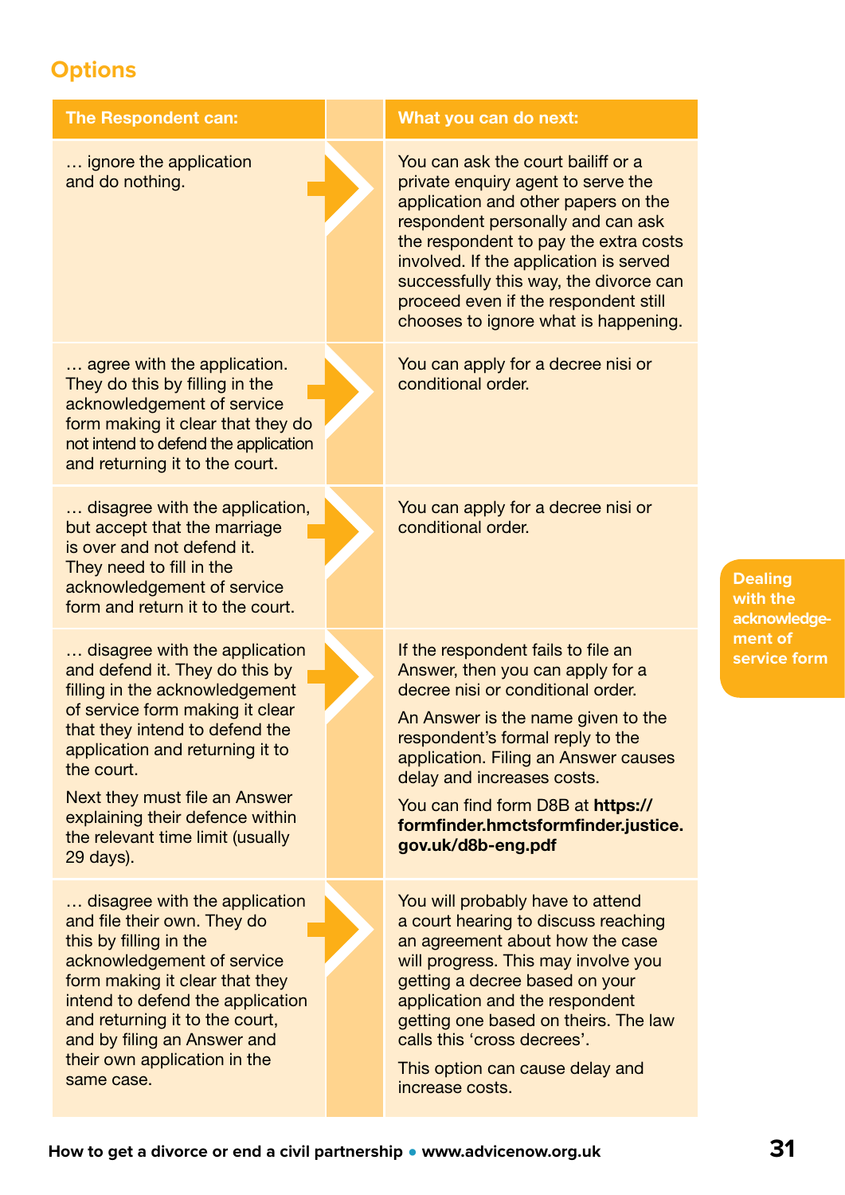## Options

| The Respondent can: | What you can do next: |
| --- | --- |
| … ignore the application and do nothing. | You can ask the court bailiff or a private enquiry agent to serve the application and other papers on the respondent personally and can ask the respondent to pay the extra costs involved. If the application is served successfully this way, the divorce can proceed even if the respondent still chooses to ignore what is happening. |
| … agree with the application. They do this by filling in the acknowledgement of service form making it clear that they do not intend to defend the application and returning it to the court. | You can apply for a decree nisi or conditional order. |
| … disagree with the application, but accept that the marriage is over and not defend it. They need to fill in the acknowledgement of service form and return it to the court. | You can apply for a decree nisi or conditional order. |
| … disagree with the application and defend it. They do this by filling in the acknowledgement of service form making it clear that they intend to defend the application and returning it to the court.<br><br>Next they must file an Answer explaining their defence within the relevant time limit (usually 29 days). | If the respondent fails to file an Answer, then you can apply for a decree nisi or conditional order.<br><br>An Answer is the name given to the respondent's formal reply to the application. Filing an Answer causes delay and increases costs.<br><br>You can find form D8B at **https://formfinder.hmctsformfinder.justice.gov.uk/d8b-eng.pdf** |
| … disagree with the application and file their own. They do this by filling in the acknowledgement of service form making it clear that they intend to defend the application and returning it to the court, and by filing an Answer and their own application in the same case. | You will probably have to attend a court hearing to discuss reaching an agreement about how the case will progress. This may involve you getting a decree based on your application and the respondent getting one based on theirs. The law calls this 'cross decrees'.<br><br>This option can cause delay and increase costs. |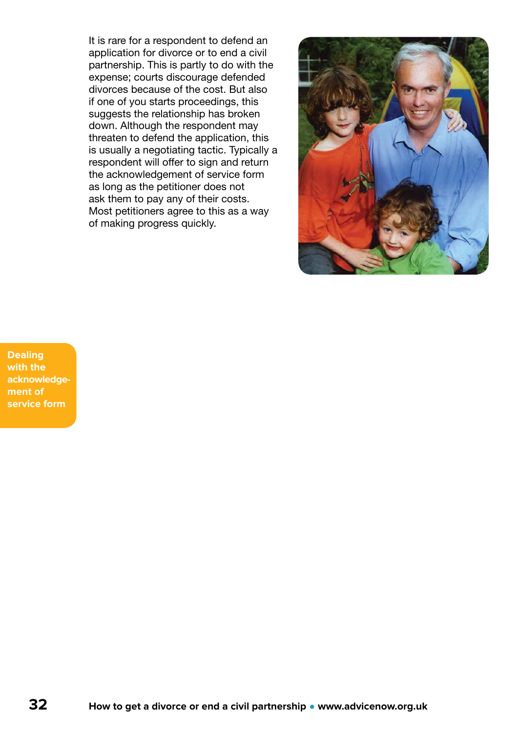It is rare for a respondent to defend an application for divorce or to end a civil partnership. This is partly to do with the expense; courts discourage defended divorces because of the cost. But also if one of you starts proceedings, this suggests the relationship has broken down. Although the respondent may threaten to defend the application, this is usually a negotiating tactic. Typically a respondent will offer to sign and return the acknowledgement of service form as long as the petitioner does not ask them to pay any of their costs. Most petitioners agree to this as a way of making progress quickly.

## Dealing with the acknowledgement of service form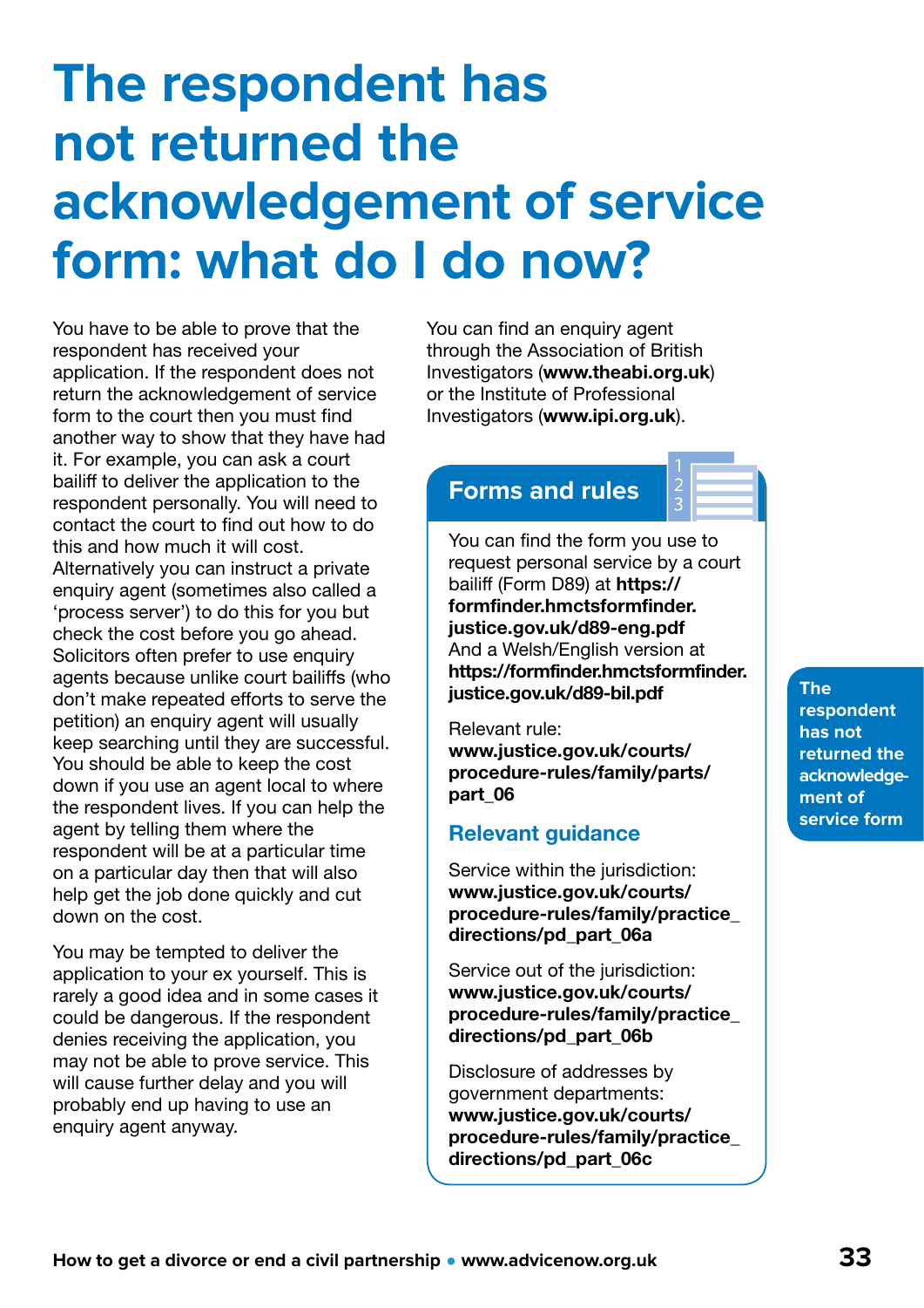# The respondent has not returned the acknowledgement of service form: what do I do now?

You have to be able to prove that the respondent has received your application. If the respondent does not return the acknowledgement of service form to the court then you must find another way to show that they have had it. For example, you can ask a court bailiff to deliver the application to the respondent personally. You will need to contact the court to find out how to do this and how much it will cost. Alternatively you can instruct a private enquiry agent (sometimes also called a 'process server') to do this for you but check the cost before you go ahead. Solicitors often prefer to use enquiry agents because unlike court bailiffs (who don't make repeated efforts to serve the petition) an enquiry agent will usually keep searching until they are successful. You should be able to keep the cost down if you use an agent local to where the respondent lives. If you can help the agent by telling them where the respondent will be at a particular time on a particular day then that will also help get the job done quickly and cut down on the cost.

You may be tempted to deliver the application to your ex yourself. This is rarely a good idea and in some cases it could be dangerous. If the respondent denies receiving the application, you may not be able to prove service. This will cause further delay and you will probably end up having to use an enquiry agent anyway.

You can find an enquiry agent through the Association of British Investigators (**www.theabi.org.uk**) or the Institute of Professional Investigators (**www.ipi.org.uk**).

## Forms and rules

You can find the form you use to request personal service by a court bailiff (Form D89) at **https://formfinder.hmctsformfinder.justice.gov.uk/d89-eng.pdf**
And a Welsh/English version at **https://formfinder.hmctsformfinder.justice.gov.uk/d89-bil.pdf**

Relevant rule:
**www.justice.gov.uk/courts/procedure-rules/family/parts/part_06**

### Relevant guidance

Service within the jurisdiction:
**www.justice.gov.uk/courts/procedure-rules/family/practice_directions/pd_part_06a**

Service out of the jurisdiction:
**www.justice.gov.uk/courts/procedure-rules/family/practice_directions/pd_part_06b**

Disclosure of addresses by government departments:
**www.justice.gov.uk/courts/procedure-rules/family/practice_directions/pd_part_06c**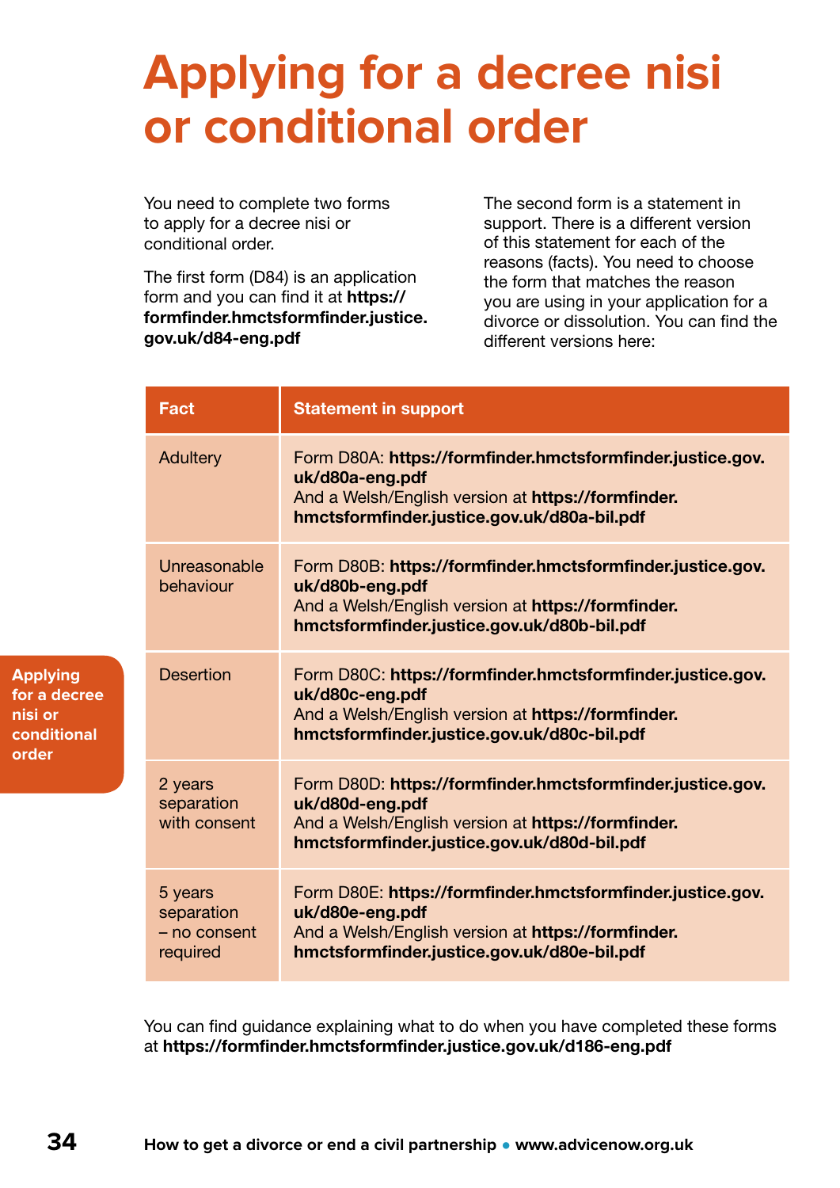# Applying for a decree nisi or conditional order

You need to complete two forms to apply for a decree nisi or conditional order.

The first form (D84) is an application form and you can find it at **https://formfinder.hmctsformfinder.justice.gov.uk/d84-eng.pdf**

The second form is a statement in support. There is a different version of this statement for each of the reasons (facts). You need to choose the form that matches the reason you are using in your application for a divorce or dissolution. You can find the different versions here:

| Fact | Statement in support |
|---|---|
| Adultery | Form D80A: **https://formfinder.hmctsformfinder.justice.gov.uk/d80a-eng.pdf** And a Welsh/English version at **https://formfinder.hmctsformfinder.justice.gov.uk/d80a-bil.pdf** |
| Unreasonable behaviour | Form D80B: **https://formfinder.hmctsformfinder.justice.gov.uk/d80b-eng.pdf** And a Welsh/English version at **https://formfinder.hmctsformfinder.justice.gov.uk/d80b-bil.pdf** |
| Desertion | Form D80C: **https://formfinder.hmctsformfinder.justice.gov.uk/d80c-eng.pdf** And a Welsh/English version at **https://formfinder.hmctsformfinder.justice.gov.uk/d80c-bil.pdf** |
| 2 years separation with consent | Form D80D: **https://formfinder.hmctsformfinder.justice.gov.uk/d80d-eng.pdf** And a Welsh/English version at **https://formfinder.hmctsformfinder.justice.gov.uk/d80d-bil.pdf** |
| 5 years separation – no consent required | Form D80E: **https://formfinder.hmctsformfinder.justice.gov.uk/d80e-eng.pdf** And a Welsh/English version at **https://formfinder.hmctsformfinder.justice.gov.uk/d80e-bil.pdf** |

You can find guidance explaining what to do when you have completed these forms at **https://formfinder.hmctsformfinder.justice.gov.uk/d186-eng.pdf**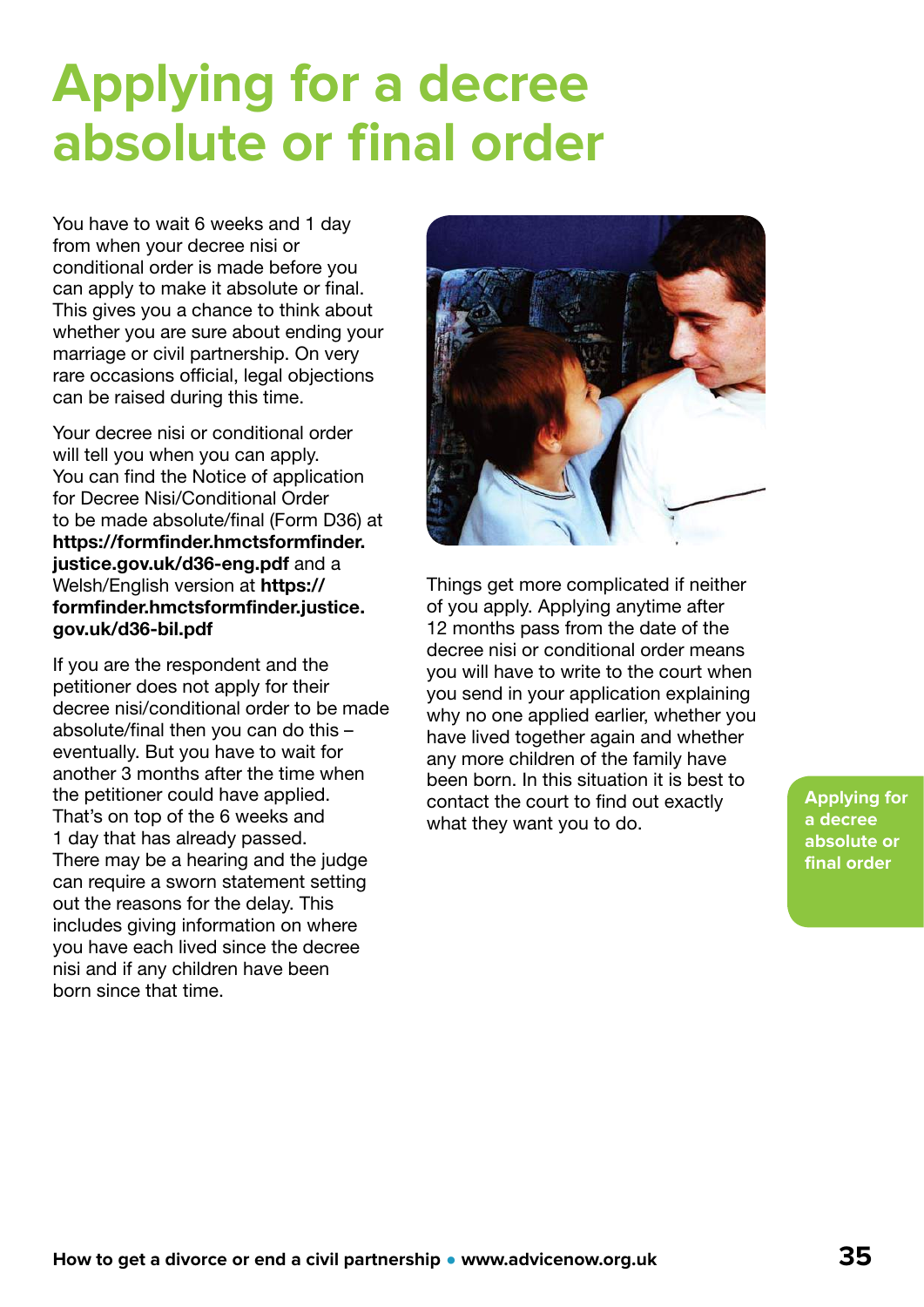# Applying for a decree absolute or final order

You have to wait 6 weeks and 1 day from when your decree nisi or conditional order is made before you can apply to make it absolute or final. This gives you a chance to think about whether you are sure about ending your marriage or civil partnership. On very rare occasions official, legal objections can be raised during this time.

Your decree nisi or conditional order will tell you when you can apply. You can find the Notice of application for Decree Nisi/Conditional Order to be made absolute/final (Form D36) at **https://formfinder.hmctsformfinder.justice.gov.uk/d36-eng.pdf** and a Welsh/English version at **https://formfinder.hmctsformfinder.justice.gov.uk/d36-bil.pdf**

If you are the respondent and the petitioner does not apply for their decree nisi/conditional order to be made absolute/final then you can do this – eventually. But you have to wait for another 3 months after the time when the petitioner could have applied. That's on top of the 6 weeks and 1 day that has already passed. There may be a hearing and the judge can require a sworn statement setting out the reasons for the delay. This includes giving information on where you have each lived since the decree nisi and if any children have been born since that time.

Things get more complicated if neither of you apply. Applying anytime after 12 months pass from the date of the decree nisi or conditional order means you will have to write to the court when you send in your application explaining why no one applied earlier, whether you have lived together again and whether any more children of the family have been born. In this situation it is best to contact the court to find out exactly what they want you to do.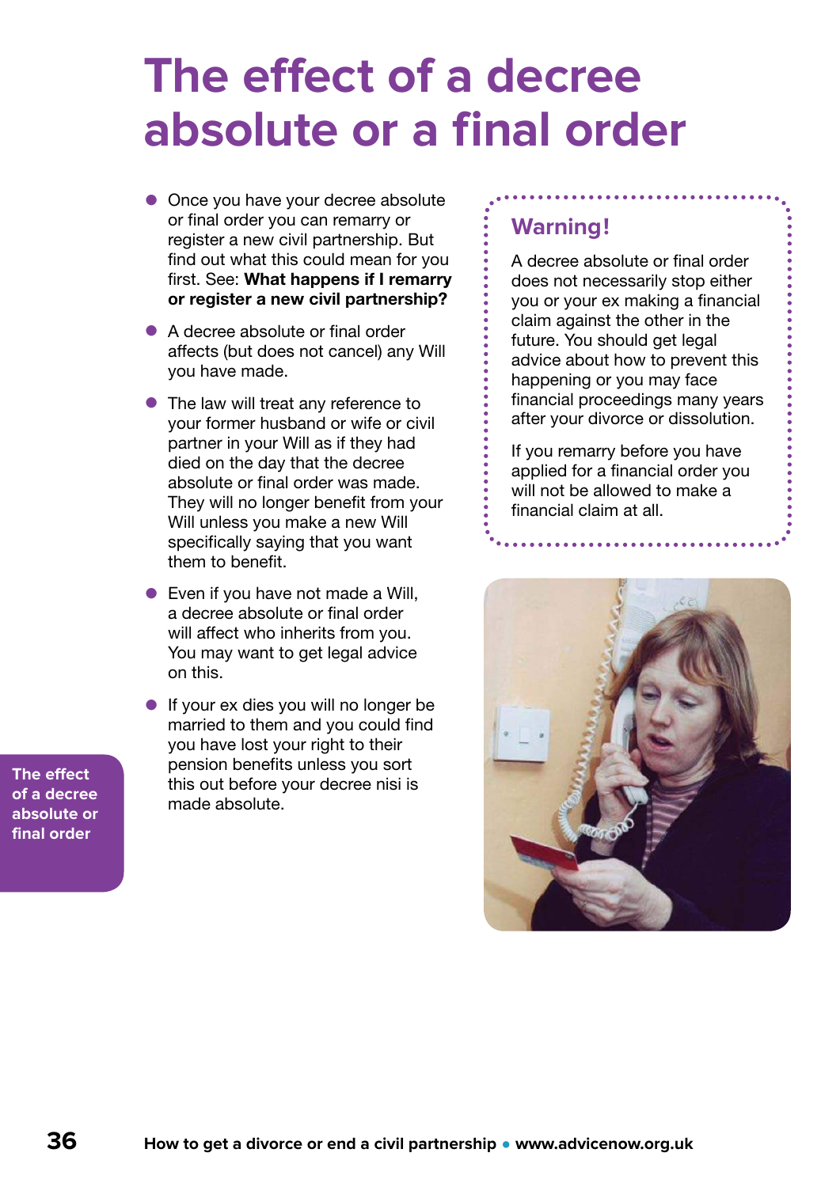# The effect of a decree absolute or a final order

- Once you have your decree absolute or final order you can remarry or register a new civil partnership. But find out what this could mean for you first. See: **What happens if I remarry or register a new civil partnership?**
- A decree absolute or final order affects (but does not cancel) any Will you have made.
- The law will treat any reference to your former husband or wife or civil partner in your Will as if they had died on the day that the decree absolute or final order was made. They will no longer benefit from your Will unless you make a new Will specifically saying that you want them to benefit.
- Even if you have not made a Will, a decree absolute or final order will affect who inherits from you. You may want to get legal advice on this.
- If your ex dies you will no longer be married to them and you could find you have lost your right to their pension benefits unless you sort this out before your decree nisi is made absolute.

## Warning!

A decree absolute or final order does not necessarily stop either you or your ex making a financial claim against the other in the future. You should get legal advice about how to prevent this happening or you may face financial proceedings many years after your divorce or dissolution.

If you remarry before you have applied for a financial order you will not be allowed to make a financial claim at all.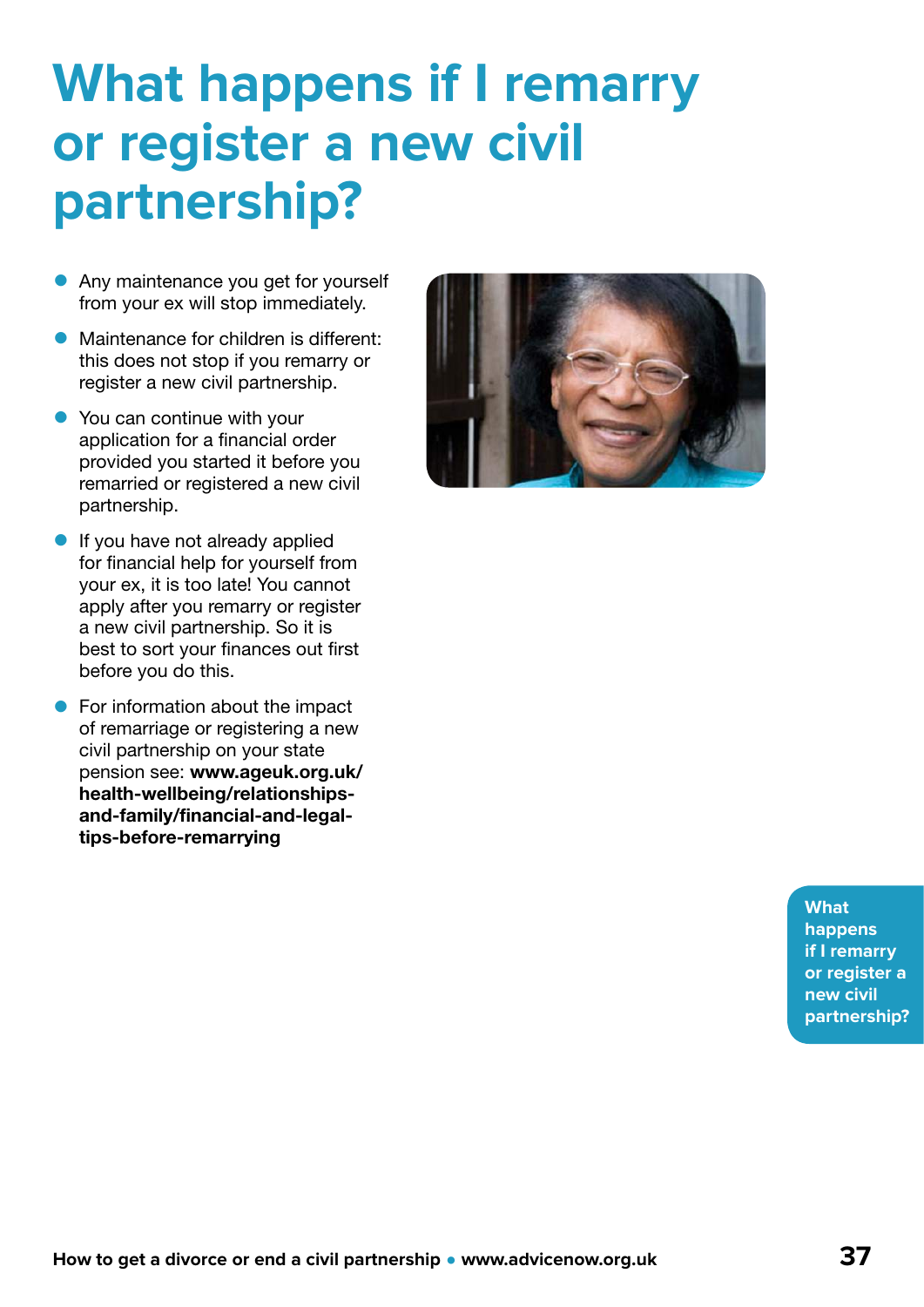# What happens if I remarry or register a new civil partnership?

- Any maintenance you get for yourself from your ex will stop immediately.
- Maintenance for children is different: this does not stop if you remarry or register a new civil partnership.
- You can continue with your application for a financial order provided you started it before you remarried or registered a new civil partnership.
- If you have not already applied for financial help for yourself from your ex, it is too late! You cannot apply after you remarry or register a new civil partnership. So it is best to sort your finances out first before you do this.
- For information about the impact of remarriage or registering a new civil partnership on your state pension see: **www.ageuk.org.uk/health-wellbeing/relationships-and-family/financial-and-legal-tips-before-remarrying**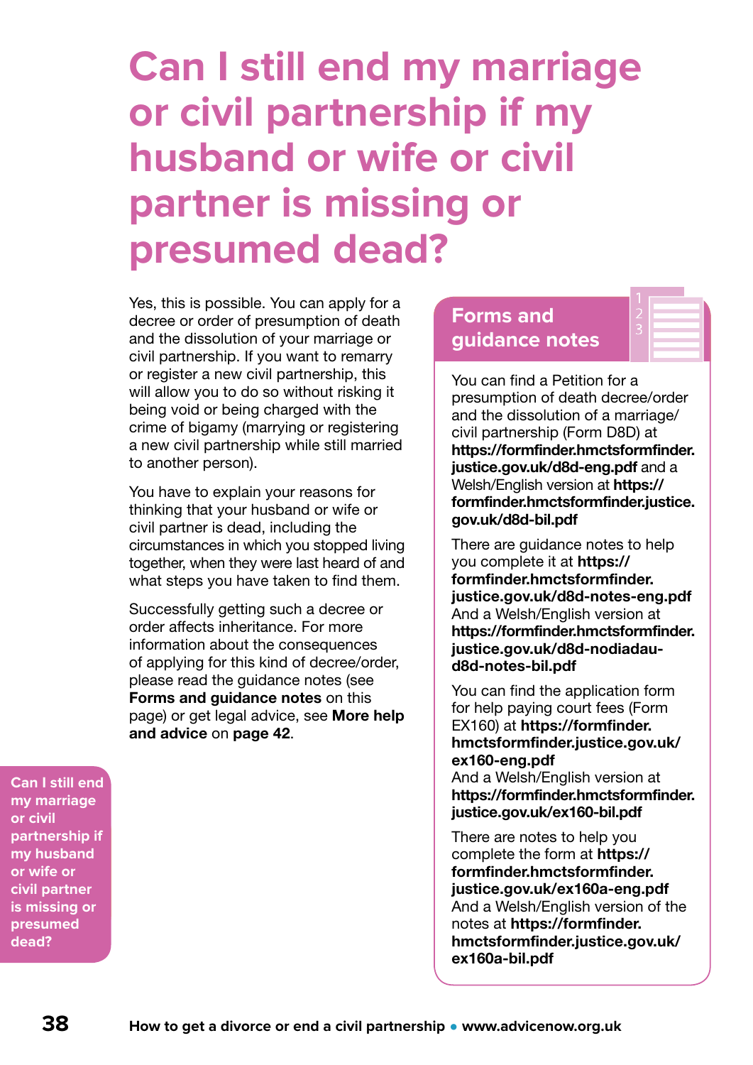# Can I still end my marriage or civil partnership if my husband or wife or civil partner is missing or presumed dead?

Yes, this is possible. You can apply for a decree or order of presumption of death and the dissolution of your marriage or civil partnership. If you want to remarry or register a new civil partnership, this will allow you to do so without risking it being void or being charged with the crime of bigamy (marrying or registering a new civil partnership while still married to another person).

You have to explain your reasons for thinking that your husband or wife or civil partner is dead, including the circumstances in which you stopped living together, when they were last heard of and what steps you have taken to find them.

Successfully getting such a decree or order affects inheritance. For more information about the consequences of applying for this kind of decree/order, please read the guidance notes (see **Forms and guidance notes** on this page) or get legal advice, see **More help and advice** on **page 42**.

## Forms and guidance notes

You can find a Petition for a presumption of death decree/order and the dissolution of a marriage/civil partnership (Form D8D) at **https://formfinder.hmctsformfinder.justice.gov.uk/d8d-eng.pdf** and a Welsh/English version at **https://formfinder.hmctsformfinder.justice.gov.uk/d8d-bil.pdf**

There are guidance notes to help you complete it at **https://formfinder.hmctsformfinder.justice.gov.uk/d8d-notes-eng.pdf** And a Welsh/English version at **https://formfinder.hmctsformfinder.justice.gov.uk/d8d-nodiadau-d8d-notes-bil.pdf**

You can find the application form for help paying court fees (Form EX160) at **https://formfinder.hmctsformfinder.justice.gov.uk/ex160-eng.pdf** And a Welsh/English version at **https://formfinder.hmctsformfinder.justice.gov.uk/ex160-bil.pdf**

There are notes to help you complete the form at **https://formfinder.hmctsformfinder.justice.gov.uk/ex160a-eng.pdf** And a Welsh/English version of the notes at **https://formfinder.hmctsformfinder.justice.gov.uk/ex160a-bil.pdf**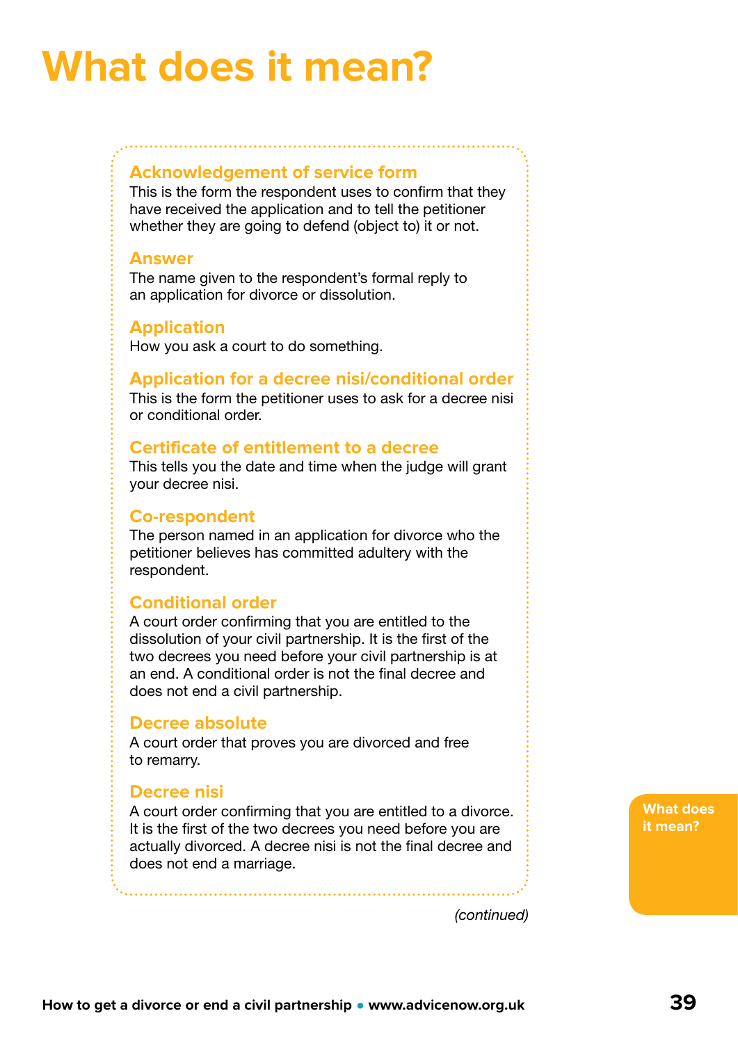# What does it mean?

### Acknowledgement of service form

This is the form the respondent uses to confirm that they have received the application and to tell the petitioner whether they are going to defend (object to) it or not.

### Answer

The name given to the respondent's formal reply to an application for divorce or dissolution.

### Application

How you ask a court to do something.

### Application for a decree nisi/conditional order

This is the form the petitioner uses to ask for a decree nisi or conditional order.

### Certificate of entitlement to a decree

This tells you the date and time when the judge will grant your decree nisi.

### Co-respondent

The person named in an application for divorce who the petitioner believes has committed adultery with the respondent.

### Conditional order

A court order confirming that you are entitled to the dissolution of your civil partnership. It is the first of the two decrees you need before your civil partnership is at an end. A conditional order is not the final decree and does not end a civil partnership.

### Decree absolute

A court order that proves you are divorced and free to remarry.

### Decree nisi

A court order confirming that you are entitled to a divorce. It is the first of the two decrees you need before you are actually divorced. A decree nisi is not the final decree and does not end a marriage.

*(continued)*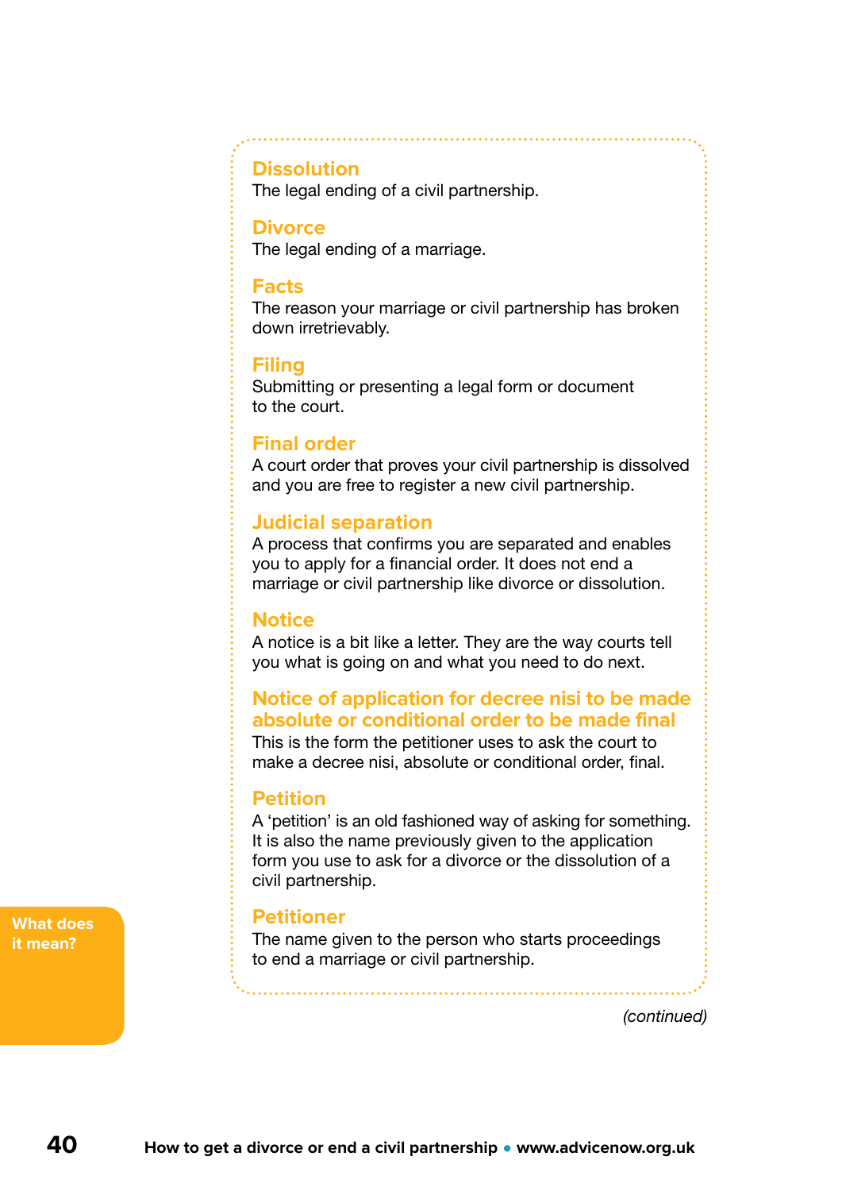### Dissolution

The legal ending of a civil partnership.

### Divorce

The legal ending of a marriage.

### Facts

The reason your marriage or civil partnership has broken down irretrievably.

### Filing

Submitting or presenting a legal form or document to the court.

### Final order

A court order that proves your civil partnership is dissolved and you are free to register a new civil partnership.

### Judicial separation

A process that confirms you are separated and enables you to apply for a financial order. It does not end a marriage or civil partnership like divorce or dissolution.

### Notice

A notice is a bit like a letter. They are the way courts tell you what is going on and what you need to do next.

### Notice of application for decree nisi to be made absolute or conditional order to be made final

This is the form the petitioner uses to ask the court to make a decree nisi, absolute or conditional order, final.

### Petition

A 'petition' is an old fashioned way of asking for something. It is also the name previously given to the application form you use to ask for a divorce or the dissolution of a civil partnership.

### Petitioner

The name given to the person who starts proceedings to end a marriage or civil partnership.

*(continued)*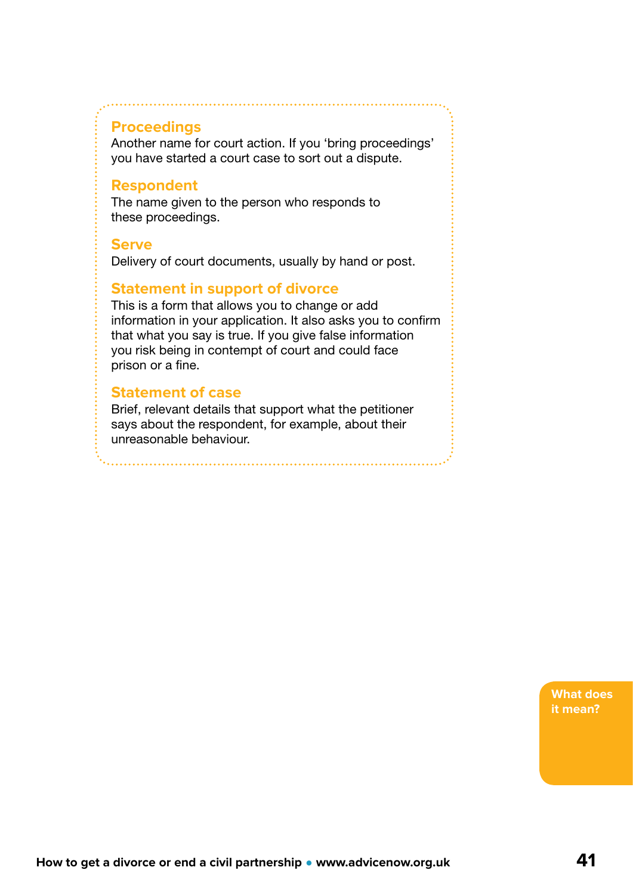### Proceedings

Another name for court action. If you 'bring proceedings' you have started a court case to sort out a dispute.

### Respondent

The name given to the person who responds to these proceedings.

### Serve

Delivery of court documents, usually by hand or post.

### Statement in support of divorce

This is a form that allows you to change or add information in your application. It also asks you to confirm that what you say is true. If you give false information you risk being in contempt of court and could face prison or a fine.

### Statement of case

Brief, relevant details that support what the petitioner says about the respondent, for example, about their unreasonable behaviour.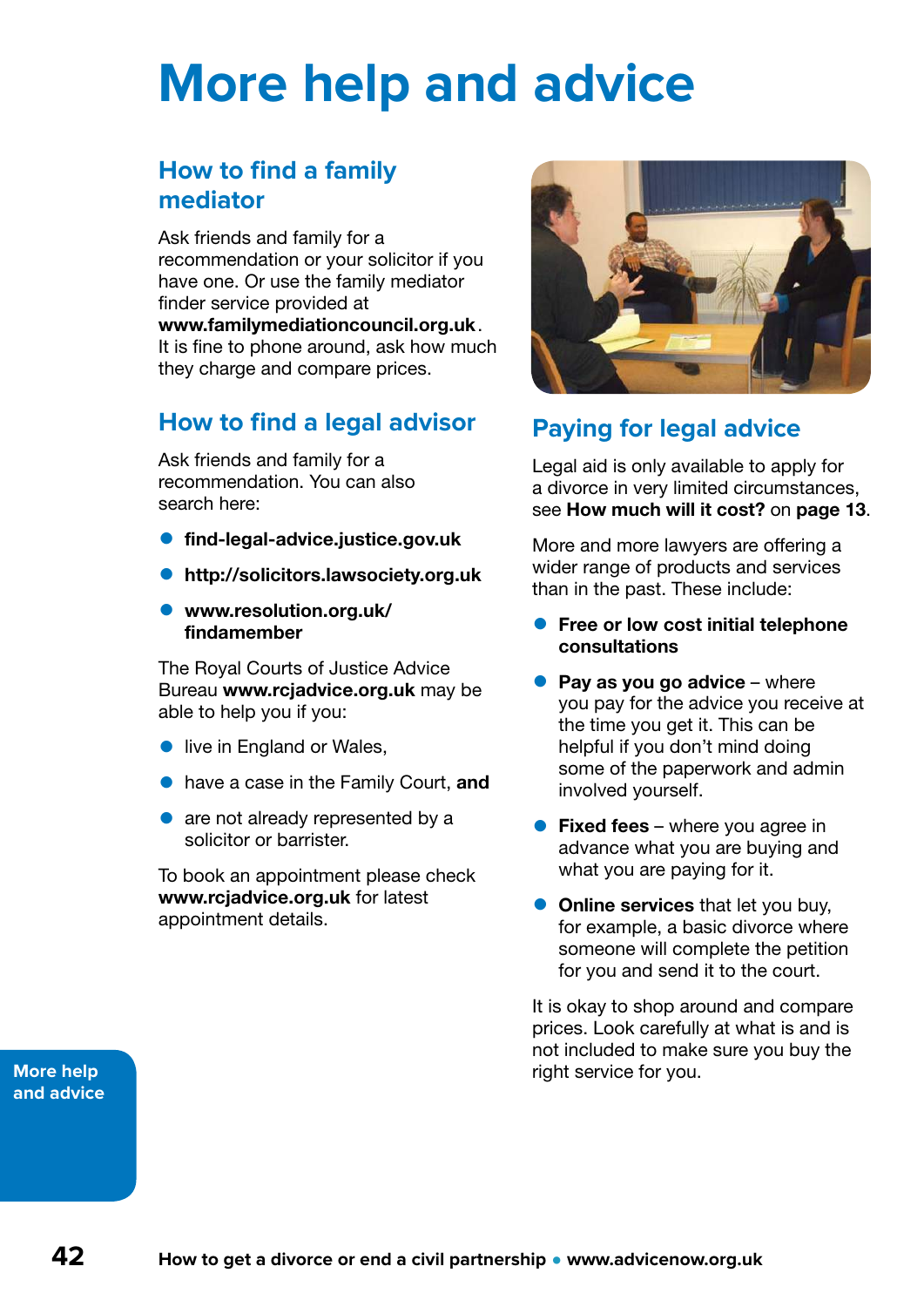# More help and advice

## How to find a family mediator

Ask friends and family for a recommendation or your solicitor if you have one. Or use the family mediator finder service provided at **www.familymediationcouncil.org.uk**. It is fine to phone around, ask how much they charge and compare prices.

## How to find a legal advisor

Ask friends and family for a recommendation. You can also search here:

- **find-legal-advice.justice.gov.uk**
- **http://solicitors.lawsociety.org.uk**
- **www.resolution.org.uk/findamember**

The Royal Courts of Justice Advice Bureau **www.rcjadvice.org.uk** may be able to help you if you:

- live in England or Wales,
- have a case in the Family Court, **and**
- are not already represented by a solicitor or barrister.

To book an appointment please check **www.rcjadvice.org.uk** for latest appointment details.

## Paying for legal advice

Legal aid is only available to apply for a divorce in very limited circumstances, see **How much will it cost?** on **page 13**.

More and more lawyers are offering a wider range of products and services than in the past. These include:

- **Free or low cost initial telephone consultations**
- **Pay as you go advice** – where you pay for the advice you receive at the time you get it. This can be helpful if you don't mind doing some of the paperwork and admin involved yourself.
- **Fixed fees** – where you agree in advance what you are buying and what you are paying for it.
- **Online services** that let you buy, for example, a basic divorce where someone will complete the petition for you and send it to the court.

It is okay to shop around and compare prices. Look carefully at what is and is not included to make sure you buy the right service for you.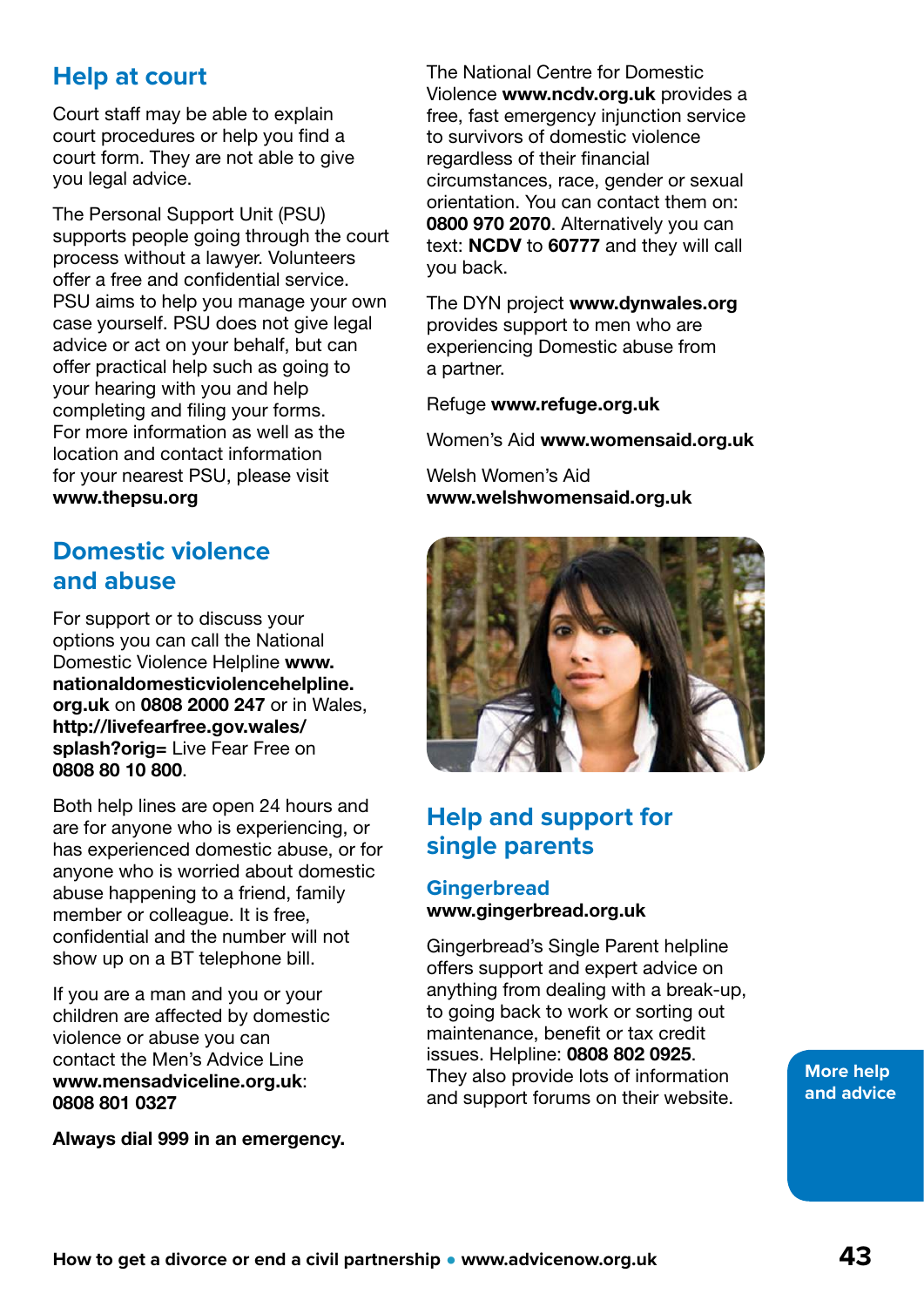## Help at court

Court staff may be able to explain court procedures or help you find a court form. They are not able to give you legal advice.

The Personal Support Unit (PSU) supports people going through the court process without a lawyer. Volunteers offer a free and confidential service. PSU aims to help you manage your own case yourself. PSU does not give legal advice or act on your behalf, but can offer practical help such as going to your hearing with you and help completing and filing your forms. For more information as well as the location and contact information for your nearest PSU, please visit **www.thepsu.org**

## Domestic violence and abuse

For support or to discuss your options you can call the National Domestic Violence Helpline **www.nationaldomesticviolencehelpline.org.uk** on **0808 2000 247** or in Wales, **http://livefearfree.gov.wales/splash?orig=** Live Fear Free on **0808 80 10 800**.

Both help lines are open 24 hours and are for anyone who is experiencing, or has experienced domestic abuse, or for anyone who is worried about domestic abuse happening to a friend, family member or colleague. It is free, confidential and the number will not show up on a BT telephone bill.

If you are a man and you or your children are affected by domestic violence or abuse you can contact the Men's Advice Line **www.mensadviceline.org.uk**: **0808 801 0327**

**Always dial 999 in an emergency.**

The National Centre for Domestic Violence **www.ncdv.org.uk** provides a free, fast emergency injunction service to survivors of domestic violence regardless of their financial circumstances, race, gender or sexual orientation. You can contact them on: **0800 970 2070**. Alternatively you can text: **NCDV** to **60777** and they will call you back.

The DYN project **www.dynwales.org** provides support to men who are experiencing Domestic abuse from a partner.

Refuge **www.refuge.org.uk**

Women's Aid **www.womensaid.org.uk**

Welsh Women's Aid **www.welshwomensaid.org.uk**

## Help and support for single parents

### Gingerbread

**www.gingerbread.org.uk**

Gingerbread's Single Parent helpline offers support and expert advice on anything from dealing with a break-up, to going back to work or sorting out maintenance, benefit or tax credit issues. Helpline: **0808 802 0925**. They also provide lots of information and support forums on their website.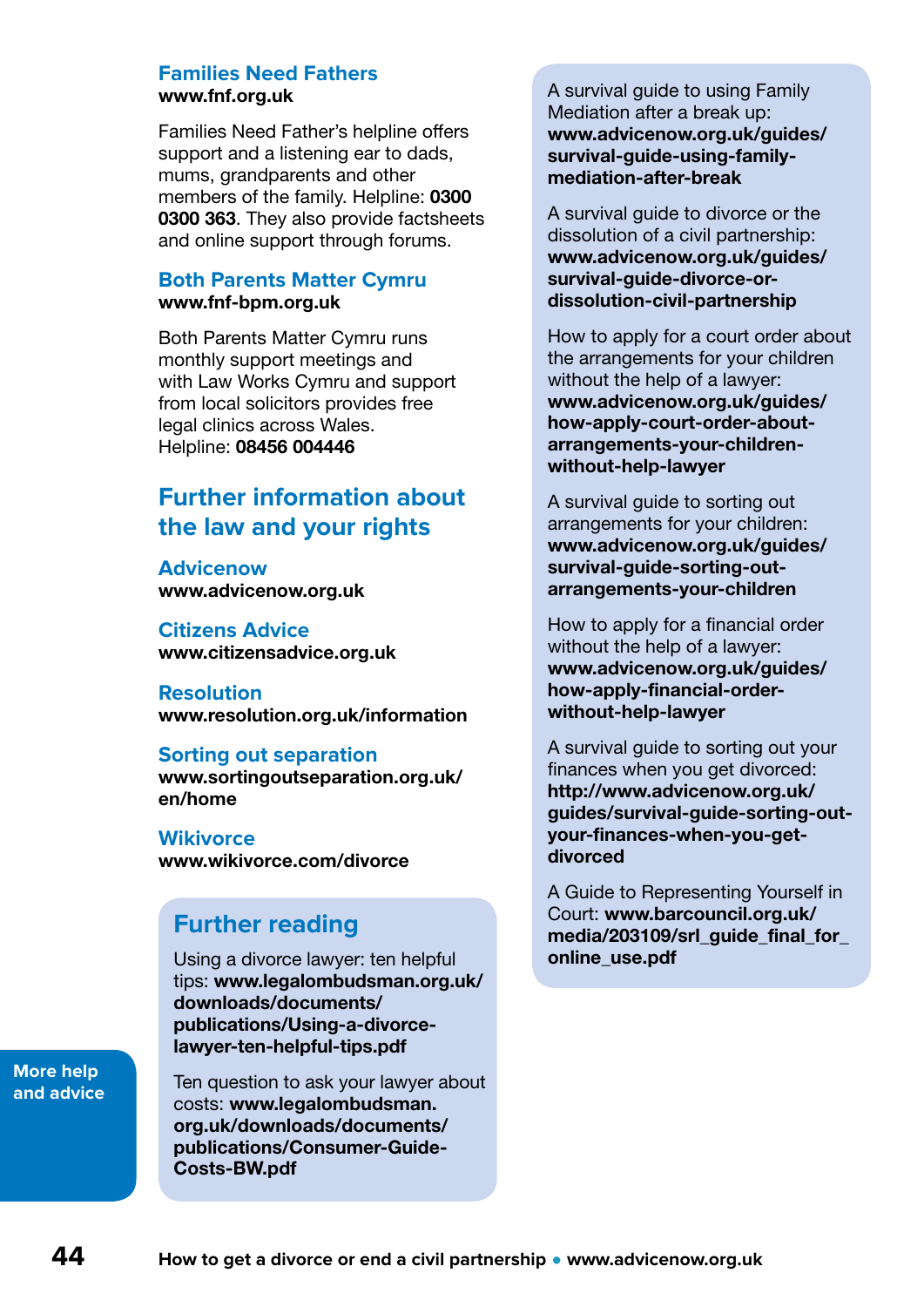### Families Need Fathers

**www.fnf.org.uk**

Families Need Father's helpline offers support and a listening ear to dads, mums, grandparents and other members of the family. Helpline: **0300 0300 363**. They also provide factsheets and online support through forums.

### Both Parents Matter Cymru

**www.fnf-bpm.org.uk**

Both Parents Matter Cymru runs monthly support meetings and with Law Works Cymru and support from local solicitors provides free legal clinics across Wales. Helpline: **08456 004446**

## Further information about the law and your rights

### Advicenow

**www.advicenow.org.uk**

### Citizens Advice

**www.citizensadvice.org.uk**

### Resolution

**www.resolution.org.uk/information**

### Sorting out separation

**www.sortingoutseparation.org.uk/en/home**

### Wikivorce

**www.wikivorce.com/divorce**

## Further reading

Using a divorce lawyer: ten helpful tips: **www.legalombudsman.org.uk/downloads/documents/publications/Using-a-divorce-lawyer-ten-helpful-tips.pdf**

Ten question to ask your lawyer about costs: **www.legalombudsman.org.uk/downloads/documents/publications/Consumer-Guide-Costs-BW.pdf**

A survival guide to using Family Mediation after a break up: **www.advicenow.org.uk/guides/survival-guide-using-family-mediation-after-break**

A survival guide to divorce or the dissolution of a civil partnership: **www.advicenow.org.uk/guides/survival-guide-divorce-or-dissolution-civil-partnership**

How to apply for a court order about the arrangements for your children without the help of a lawyer: **www.advicenow.org.uk/guides/how-apply-court-order-about-arrangements-your-children-without-help-lawyer**

A survival guide to sorting out arrangements for your children: **www.advicenow.org.uk/guides/survival-guide-sorting-out-arrangements-your-children**

How to apply for a financial order without the help of a lawyer: **www.advicenow.org.uk/guides/how-apply-financial-order-without-help-lawyer**

A survival guide to sorting out your finances when you get divorced: **http://www.advicenow.org.uk/guides/survival-guide-sorting-out-your-finances-when-you-get-divorced**

A Guide to Representing Yourself in Court: **www.barcouncil.org.uk/media/203109/srl_guide_final_for_online_use.pdf**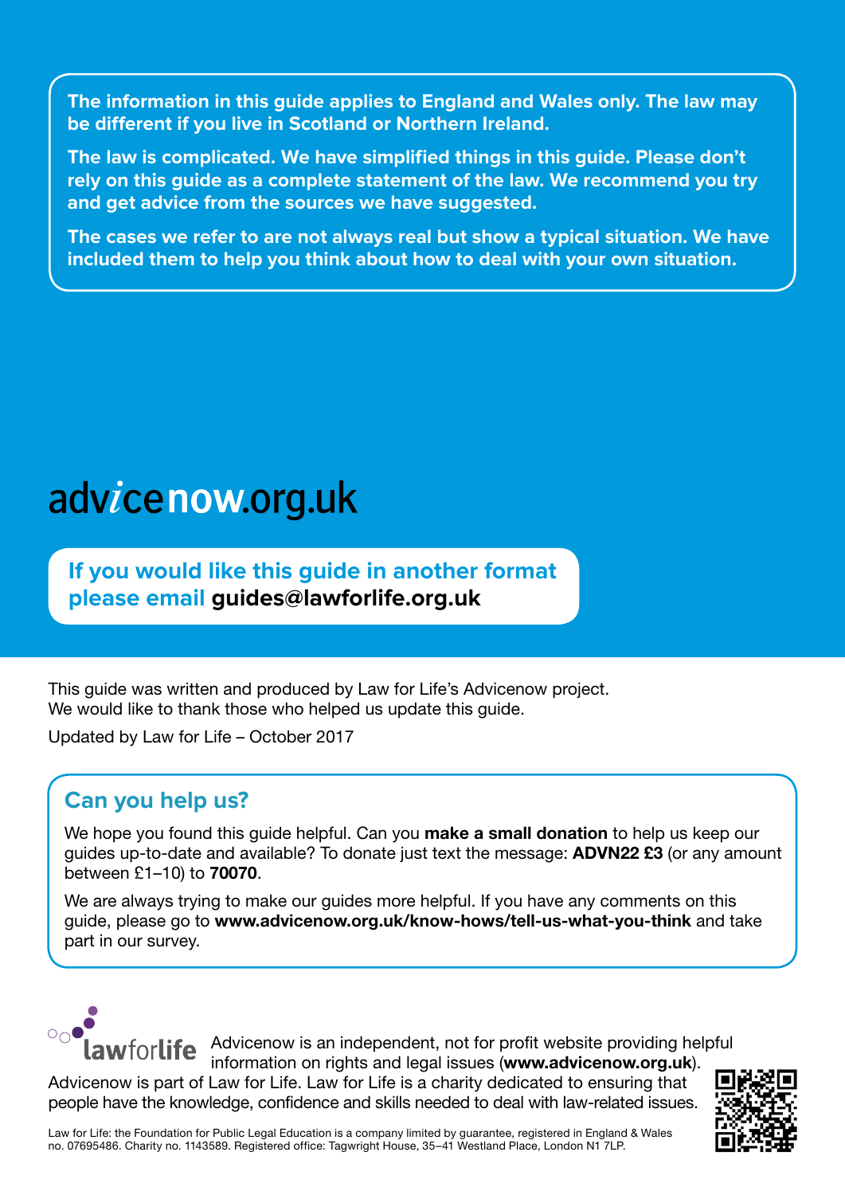**The information in this guide applies to England and Wales only. The law may be different if you live in Scotland or Northern Ireland.**

**The law is complicated. We have simplified things in this guide. Please don't rely on this guide as a complete statement of the law. We recommend you try and get advice from the sources we have suggested.**

**The cases we refer to are not always real but show a typical situation. We have included them to help you think about how to deal with your own situation.**

advicenow.org.uk

**If you would like this guide in another format please email guides@lawforlife.org.uk**

This guide was written and produced by Law for Life's Advicenow project.
We would like to thank those who helped us update this guide.

Updated by Law for Life – October 2017

## Can you help us?

We hope you found this guide helpful. Can you **make a small donation** to help us keep our guides up-to-date and available? To donate just text the message: **ADVN22 £3** (or any amount between £1–10) to **70070**.

We are always trying to make our guides more helpful. If you have any comments on this guide, please go to **www.advicenow.org.uk/know-hows/tell-us-what-you-think** and take part in our survey.

lawforlife

Advicenow is an independent, not for profit website providing helpful information on rights and legal issues (**www.advicenow.org.uk**).
Advicenow is part of Law for Life. Law for Life is a charity dedicated to ensuring that people have the knowledge, confidence and skills needed to deal with law-related issues.

Law for Life: the Foundation for Public Legal Education is a company limited by guarantee, registered in England & Wales no. 07695486. Charity no. 1143589. Registered office: Tagwright House, 35–41 Westland Place, London N1 7LP.